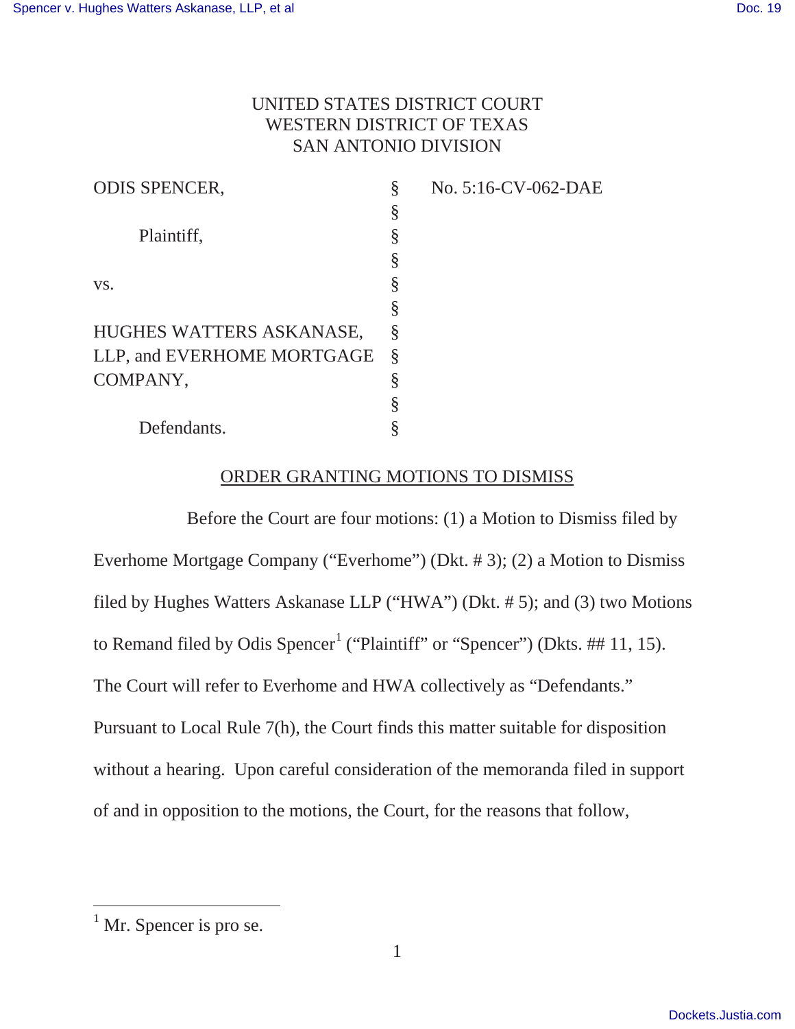UNITED STATES DISTRICT COURT
WESTERN DISTRICT OF TEXAS
SAN ANTONIO DIVISION

| | | |
|---|---|---|
| ODIS SPENCER, | § | No. 5:16-CV-062-DAE |
| | § | |
| Plaintiff, | § | |
| | § | |
| vs. | § | |
| | § | |
| HUGHES WATTERS ASKANASE, LLP, and EVERHOME MORTGAGE COMPANY, | § | |
| | § | |
| Defendants. | § | |

ORDER GRANTING MOTIONS TO DISMISS

Before the Court are four motions: (1) a Motion to Dismiss filed by Everhome Mortgage Company ("Everhome") (Dkt. # 3); (2) a Motion to Dismiss filed by Hughes Watters Askanase LLP ("HWA") (Dkt. # 5); and (3) two Motions to Remand filed by Odis Spencer[1] ("Plaintiff" or "Spencer") (Dkts. ## 11, 15). The Court will refer to Everhome and HWA collectively as "Defendants." Pursuant to Local Rule 7(h), the Court finds this matter suitable for disposition without a hearing. Upon careful consideration of the memoranda filed in support of and in opposition to the motions, the Court, for the reasons that follow,

[1] Mr. Spencer is pro se.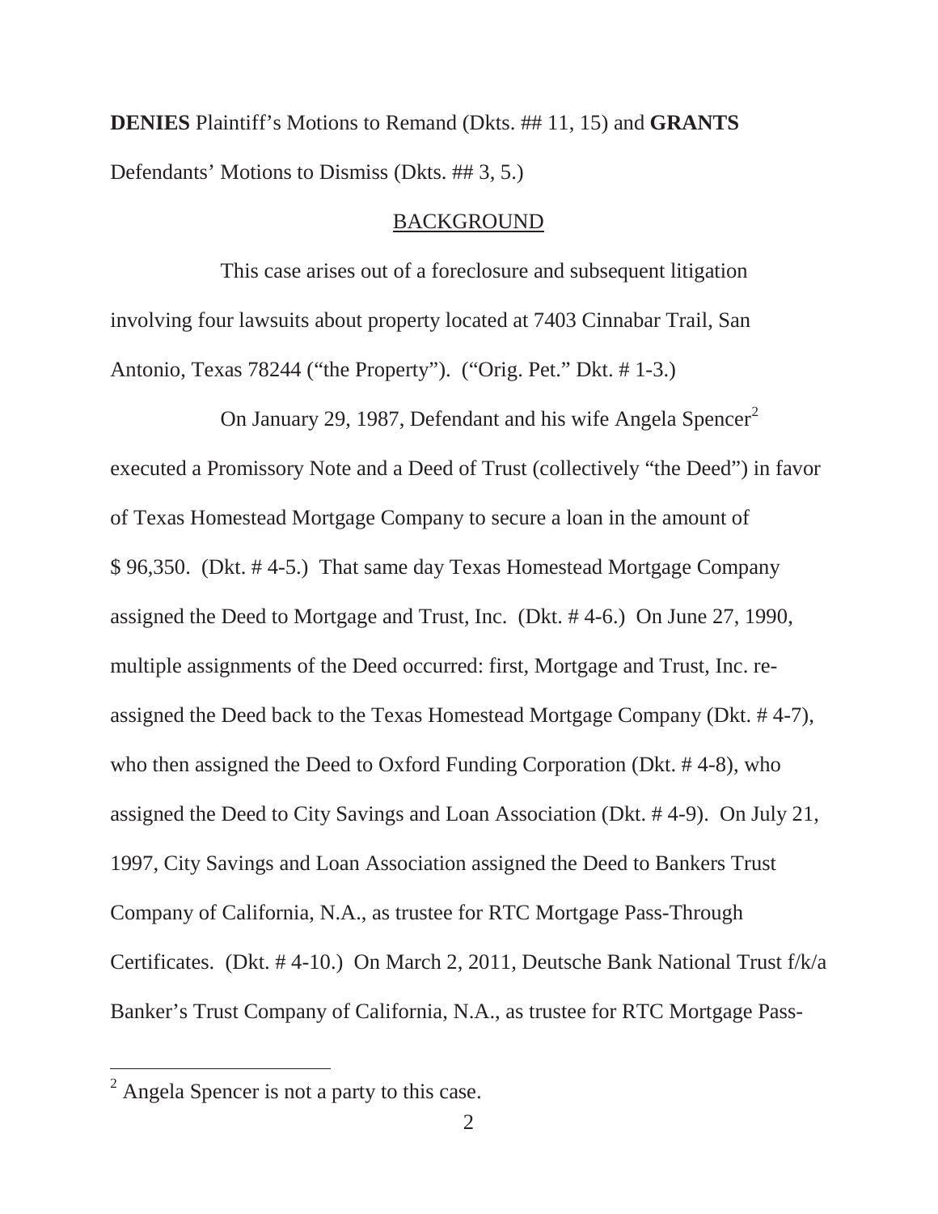**DENIES** Plaintiff's Motions to Remand (Dkts. ## 11, 15) and **GRANTS** Defendants' Motions to Dismiss (Dkts. ## 3, 5.)

## BACKGROUND

This case arises out of a foreclosure and subsequent litigation involving four lawsuits about property located at 7403 Cinnabar Trail, San Antonio, Texas 78244 ("the Property"). ("Orig. Pet." Dkt. # 1-3.)

On January 29, 1987, Defendant and his wife Angela Spencer[2] executed a Promissory Note and a Deed of Trust (collectively "the Deed") in favor of Texas Homestead Mortgage Company to secure a loan in the amount of $ 96,350. (Dkt. # 4-5.) That same day Texas Homestead Mortgage Company assigned the Deed to Mortgage and Trust, Inc. (Dkt. # 4-6.) On June 27, 1990, multiple assignments of the Deed occurred: first, Mortgage and Trust, Inc. re-assigned the Deed back to the Texas Homestead Mortgage Company (Dkt. # 4-7), who then assigned the Deed to Oxford Funding Corporation (Dkt. # 4-8), who assigned the Deed to City Savings and Loan Association (Dkt. # 4-9). On July 21, 1997, City Savings and Loan Association assigned the Deed to Bankers Trust Company of California, N.A., as trustee for RTC Mortgage Pass-Through Certificates. (Dkt. # 4-10.) On March 2, 2011, Deutsche Bank National Trust f/k/a Banker's Trust Company of California, N.A., as trustee for RTC Mortgage Pass-

[2] Angela Spencer is not a party to this case.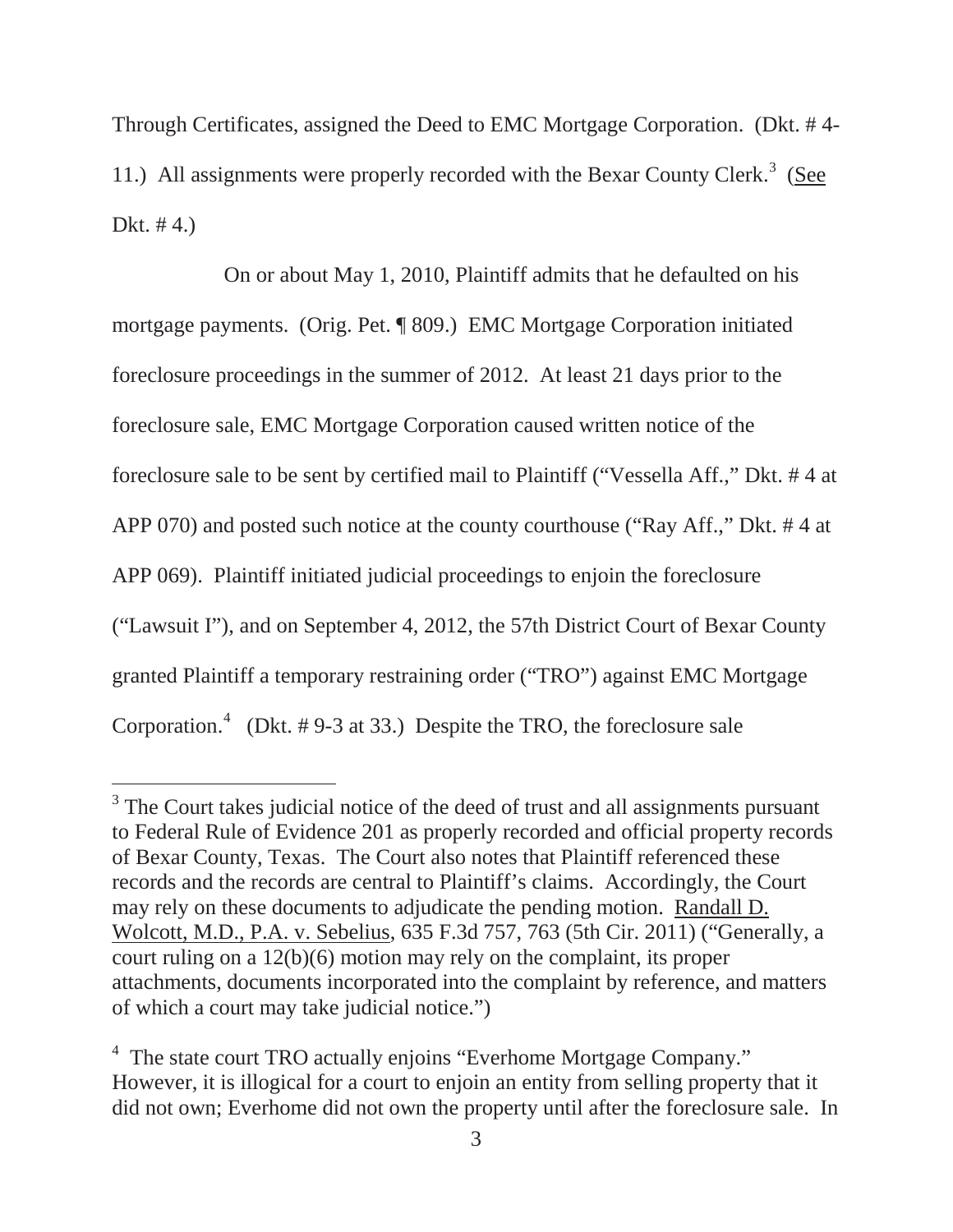Through Certificates, assigned the Deed to EMC Mortgage Corporation. (Dkt. # 4-11.) All assignments were properly recorded with the Bexar County Clerk.[3] (See Dkt. # 4.)

On or about May 1, 2010, Plaintiff admits that he defaulted on his mortgage payments. (Orig. Pet. ¶ 809.) EMC Mortgage Corporation initiated foreclosure proceedings in the summer of 2012. At least 21 days prior to the foreclosure sale, EMC Mortgage Corporation caused written notice of the foreclosure sale to be sent by certified mail to Plaintiff ("Vessella Aff.," Dkt. # 4 at APP 070) and posted such notice at the county courthouse ("Ray Aff.," Dkt. # 4 at APP 069). Plaintiff initiated judicial proceedings to enjoin the foreclosure ("Lawsuit I"), and on September 4, 2012, the 57th District Court of Bexar County granted Plaintiff a temporary restraining order ("TRO") against EMC Mortgage Corporation.[4] (Dkt. # 9-3 at 33.) Despite the TRO, the foreclosure sale

---

[3] The Court takes judicial notice of the deed of trust and all assignments pursuant to Federal Rule of Evidence 201 as properly recorded and official property records of Bexar County, Texas. The Court also notes that Plaintiff referenced these records and the records are central to Plaintiff's claims. Accordingly, the Court may rely on these documents to adjudicate the pending motion. Randall D. Wolcott, M.D., P.A. v. Sebelius, 635 F.3d 757, 763 (5th Cir. 2011) ("Generally, a court ruling on a 12(b)(6) motion may rely on the complaint, its proper attachments, documents incorporated into the complaint by reference, and matters of which a court may take judicial notice.")

[4] The state court TRO actually enjoins "Everhome Mortgage Company." However, it is illogical for a court to enjoin an entity from selling property that it did not own; Everhome did not own the property until after the foreclosure sale. In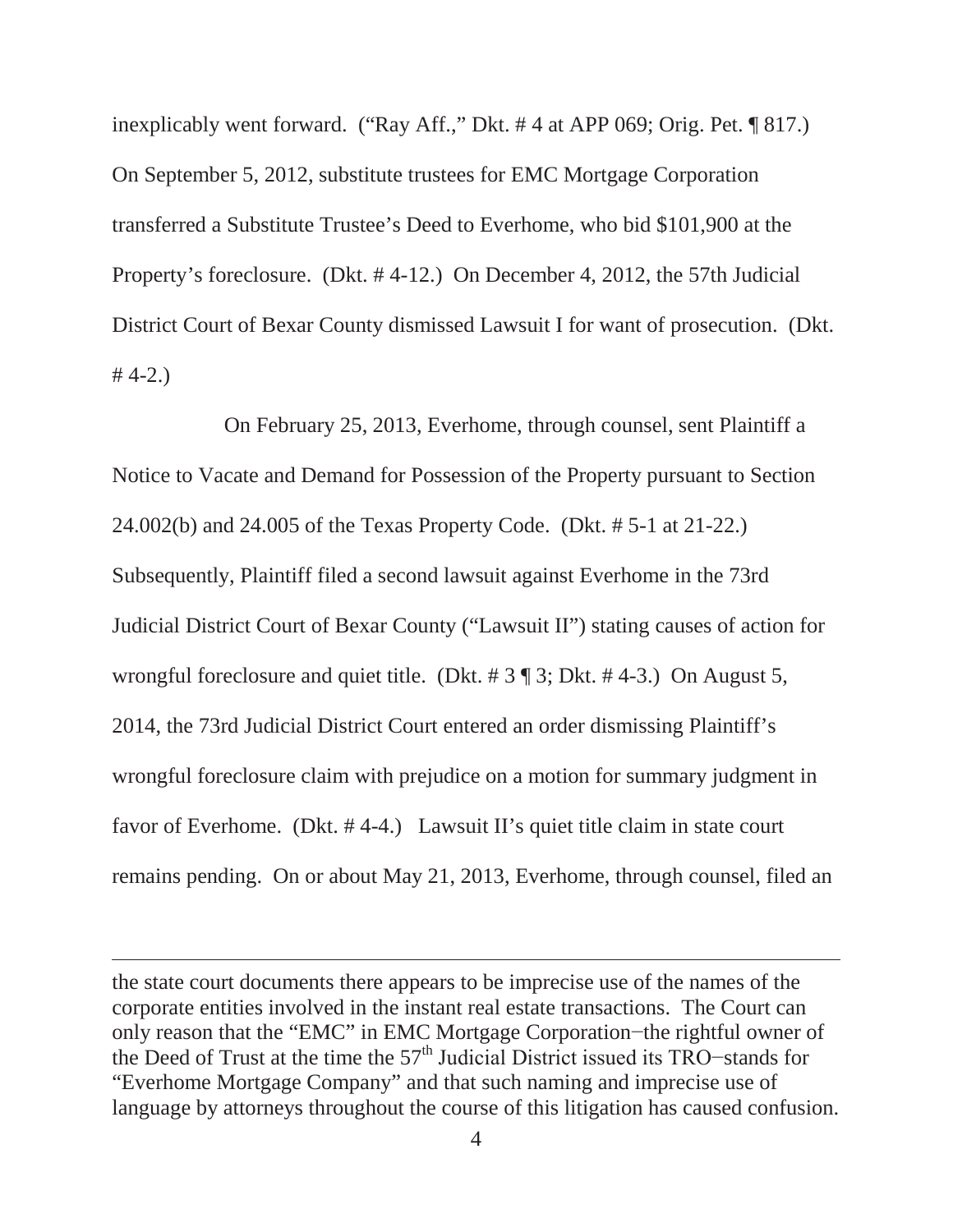inexplicably went forward. ("Ray Aff.," Dkt. # 4 at APP 069; Orig. Pet. ¶ 817.) On September 5, 2012, substitute trustees for EMC Mortgage Corporation transferred a Substitute Trustee's Deed to Everhome, who bid $101,900 at the Property's foreclosure. (Dkt. # 4-12.) On December 4, 2012, the 57th Judicial District Court of Bexar County dismissed Lawsuit I for want of prosecution. (Dkt. # 4-2.)

On February 25, 2013, Everhome, through counsel, sent Plaintiff a Notice to Vacate and Demand for Possession of the Property pursuant to Section 24.002(b) and 24.005 of the Texas Property Code. (Dkt. # 5-1 at 21-22.) Subsequently, Plaintiff filed a second lawsuit against Everhome in the 73rd Judicial District Court of Bexar County ("Lawsuit II") stating causes of action for wrongful foreclosure and quiet title. (Dkt. # 3 ¶ 3; Dkt. # 4-3.) On August 5, 2014, the 73rd Judicial District Court entered an order dismissing Plaintiff's wrongful foreclosure claim with prejudice on a motion for summary judgment in favor of Everhome. (Dkt. # 4-4.) Lawsuit II's quiet title claim in state court remains pending. On or about May 21, 2013, Everhome, through counsel, filed an

---

the state court documents there appears to be imprecise use of the names of the corporate entities involved in the instant real estate transactions. The Court can only reason that the "EMC" in EMC Mortgage Corporation−the rightful owner of the Deed of Trust at the time the 57th Judicial District issued its TRO−stands for "Everhome Mortgage Company" and that such naming and imprecise use of language by attorneys throughout the course of this litigation has caused confusion.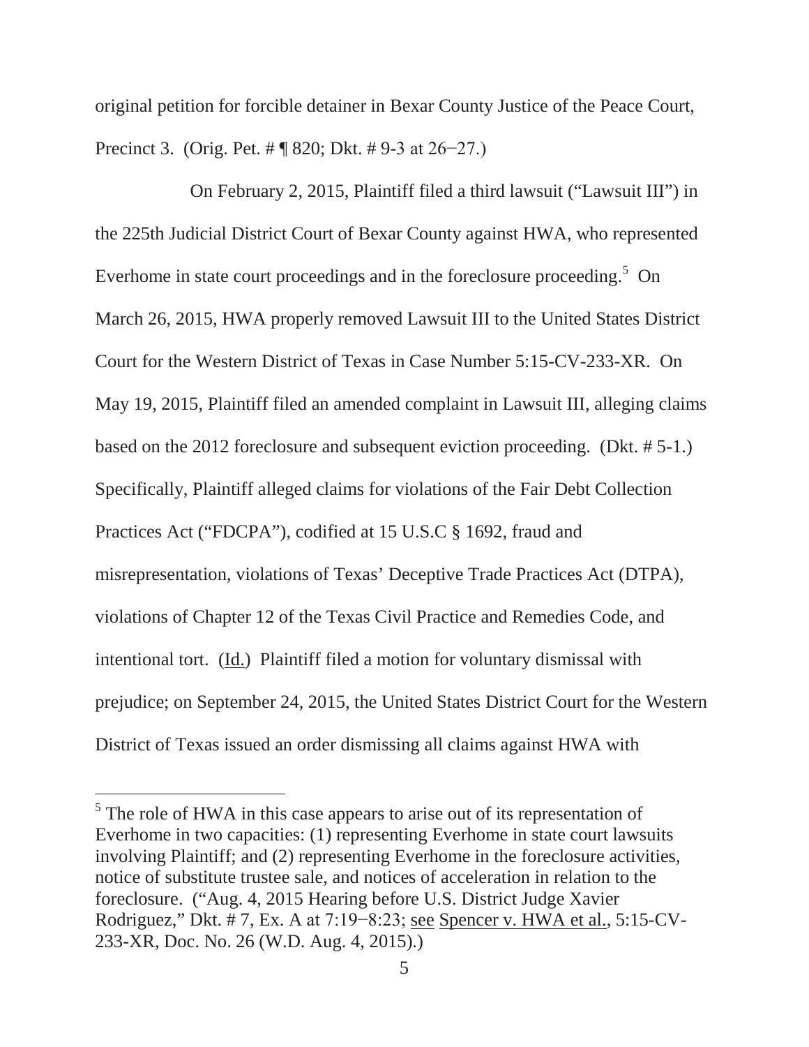original petition for forcible detainer in Bexar County Justice of the Peace Court, Precinct 3. (Orig. Pet. # ¶ 820; Dkt. # 9-3 at 26−27.)

On February 2, 2015, Plaintiff filed a third lawsuit ("Lawsuit III") in the 225th Judicial District Court of Bexar County against HWA, who represented Everhome in state court proceedings and in the foreclosure proceeding.[5] On March 26, 2015, HWA properly removed Lawsuit III to the United States District Court for the Western District of Texas in Case Number 5:15-CV-233-XR. On May 19, 2015, Plaintiff filed an amended complaint in Lawsuit III, alleging claims based on the 2012 foreclosure and subsequent eviction proceeding. (Dkt. # 5-1.) Specifically, Plaintiff alleged claims for violations of the Fair Debt Collection Practices Act ("FDCPA"), codified at 15 U.S.C § 1692, fraud and misrepresentation, violations of Texas' Deceptive Trade Practices Act (DTPA), violations of Chapter 12 of the Texas Civil Practice and Remedies Code, and intentional tort. (Id.) Plaintiff filed a motion for voluntary dismissal with prejudice; on September 24, 2015, the United States District Court for the Western District of Texas issued an order dismissing all claims against HWA with

---

[5] The role of HWA in this case appears to arise out of its representation of Everhome in two capacities: (1) representing Everhome in state court lawsuits involving Plaintiff; and (2) representing Everhome in the foreclosure activities, notice of substitute trustee sale, and notices of acceleration in relation to the foreclosure. ("Aug. 4, 2015 Hearing before U.S. District Judge Xavier Rodriguez," Dkt. # 7, Ex. A at 7:19−8:23; see Spencer v. HWA et al., 5:15-CV-233-XR, Doc. No. 26 (W.D. Aug. 4, 2015).)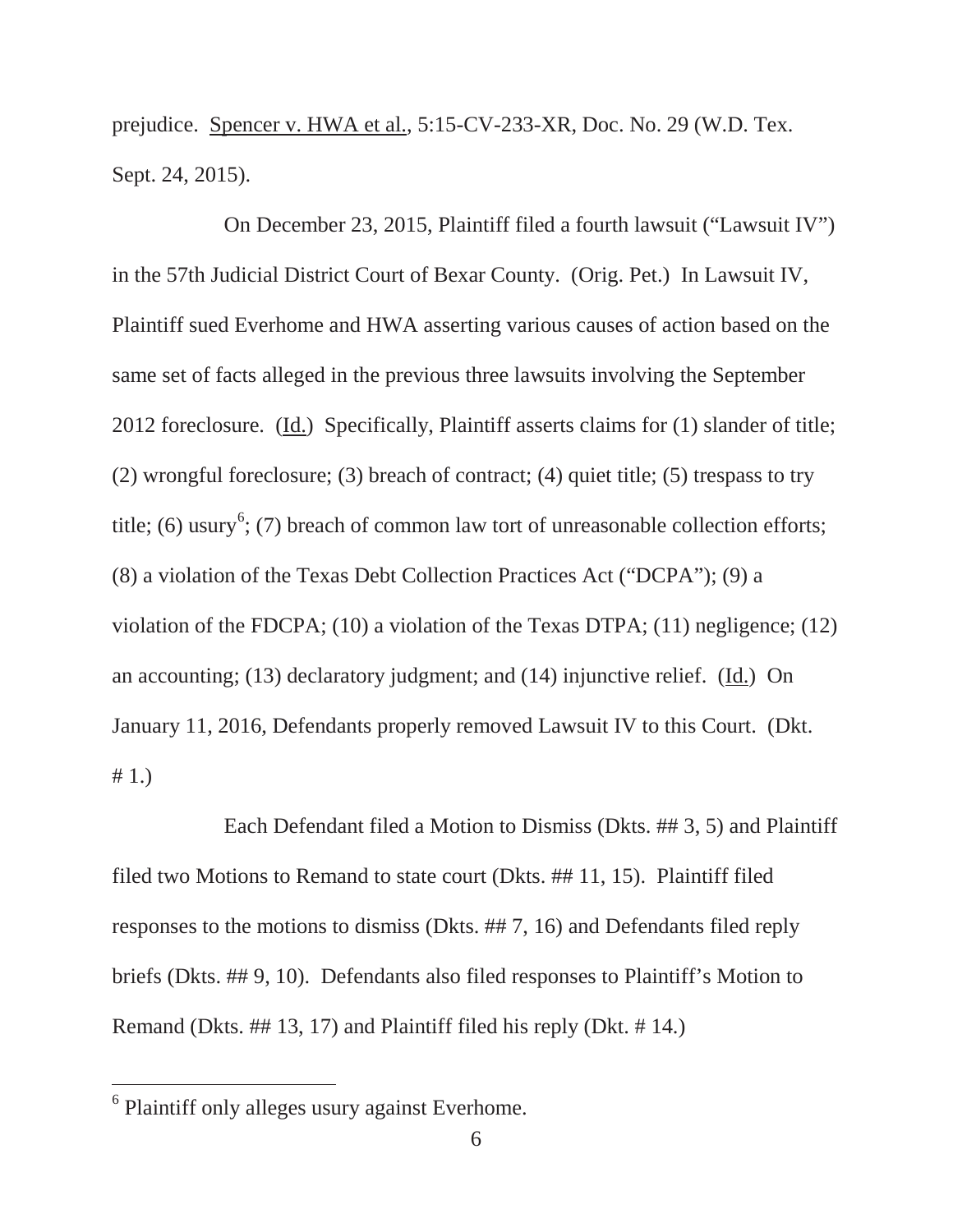prejudice. Spencer v. HWA et al., 5:15-CV-233-XR, Doc. No. 29 (W.D. Tex. Sept. 24, 2015).

On December 23, 2015, Plaintiff filed a fourth lawsuit ("Lawsuit IV") in the 57th Judicial District Court of Bexar County. (Orig. Pet.) In Lawsuit IV, Plaintiff sued Everhome and HWA asserting various causes of action based on the same set of facts alleged in the previous three lawsuits involving the September 2012 foreclosure. (Id.) Specifically, Plaintiff asserts claims for (1) slander of title; (2) wrongful foreclosure; (3) breach of contract; (4) quiet title; (5) trespass to try title; (6) usury[6]; (7) breach of common law tort of unreasonable collection efforts; (8) a violation of the Texas Debt Collection Practices Act ("DCPA"); (9) a violation of the FDCPA; (10) a violation of the Texas DTPA; (11) negligence; (12) an accounting; (13) declaratory judgment; and (14) injunctive relief. (Id.) On January 11, 2016, Defendants properly removed Lawsuit IV to this Court. (Dkt. # 1.)

Each Defendant filed a Motion to Dismiss (Dkts. ## 3, 5) and Plaintiff filed two Motions to Remand to state court (Dkts. ## 11, 15). Plaintiff filed responses to the motions to dismiss (Dkts. ## 7, 16) and Defendants filed reply briefs (Dkts. ## 9, 10). Defendants also filed responses to Plaintiff's Motion to Remand (Dkts. ## 13, 17) and Plaintiff filed his reply (Dkt. # 14.)

---

[6] Plaintiff only alleges usury against Everhome.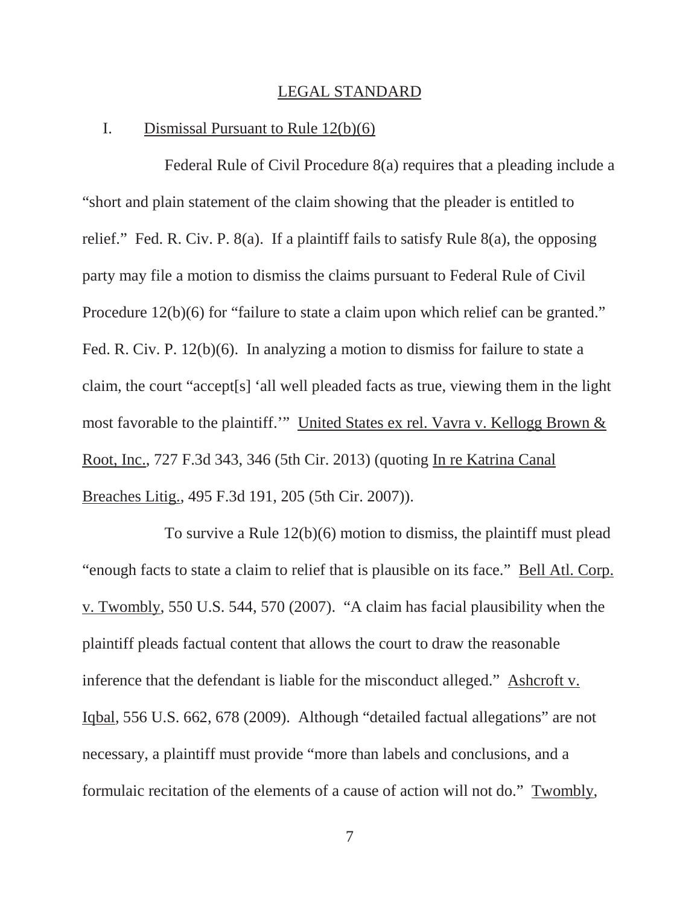## LEGAL STANDARD

### I. Dismissal Pursuant to Rule 12(b)(6)

Federal Rule of Civil Procedure 8(a) requires that a pleading include a "short and plain statement of the claim showing that the pleader is entitled to relief." Fed. R. Civ. P. 8(a). If a plaintiff fails to satisfy Rule 8(a), the opposing party may file a motion to dismiss the claims pursuant to Federal Rule of Civil Procedure 12(b)(6) for "failure to state a claim upon which relief can be granted." Fed. R. Civ. P. 12(b)(6). In analyzing a motion to dismiss for failure to state a claim, the court "accept[s] 'all well pleaded facts as true, viewing them in the light most favorable to the plaintiff.'" United States ex rel. Vavra v. Kellogg Brown & Root, Inc., 727 F.3d 343, 346 (5th Cir. 2013) (quoting In re Katrina Canal Breaches Litig., 495 F.3d 191, 205 (5th Cir. 2007)).

To survive a Rule 12(b)(6) motion to dismiss, the plaintiff must plead "enough facts to state a claim to relief that is plausible on its face." Bell Atl. Corp. v. Twombly, 550 U.S. 544, 570 (2007). "A claim has facial plausibility when the plaintiff pleads factual content that allows the court to draw the reasonable inference that the defendant is liable for the misconduct alleged." Ashcroft v. Iqbal, 556 U.S. 662, 678 (2009). Although "detailed factual allegations" are not necessary, a plaintiff must provide "more than labels and conclusions, and a formulaic recitation of the elements of a cause of action will not do." Twombly,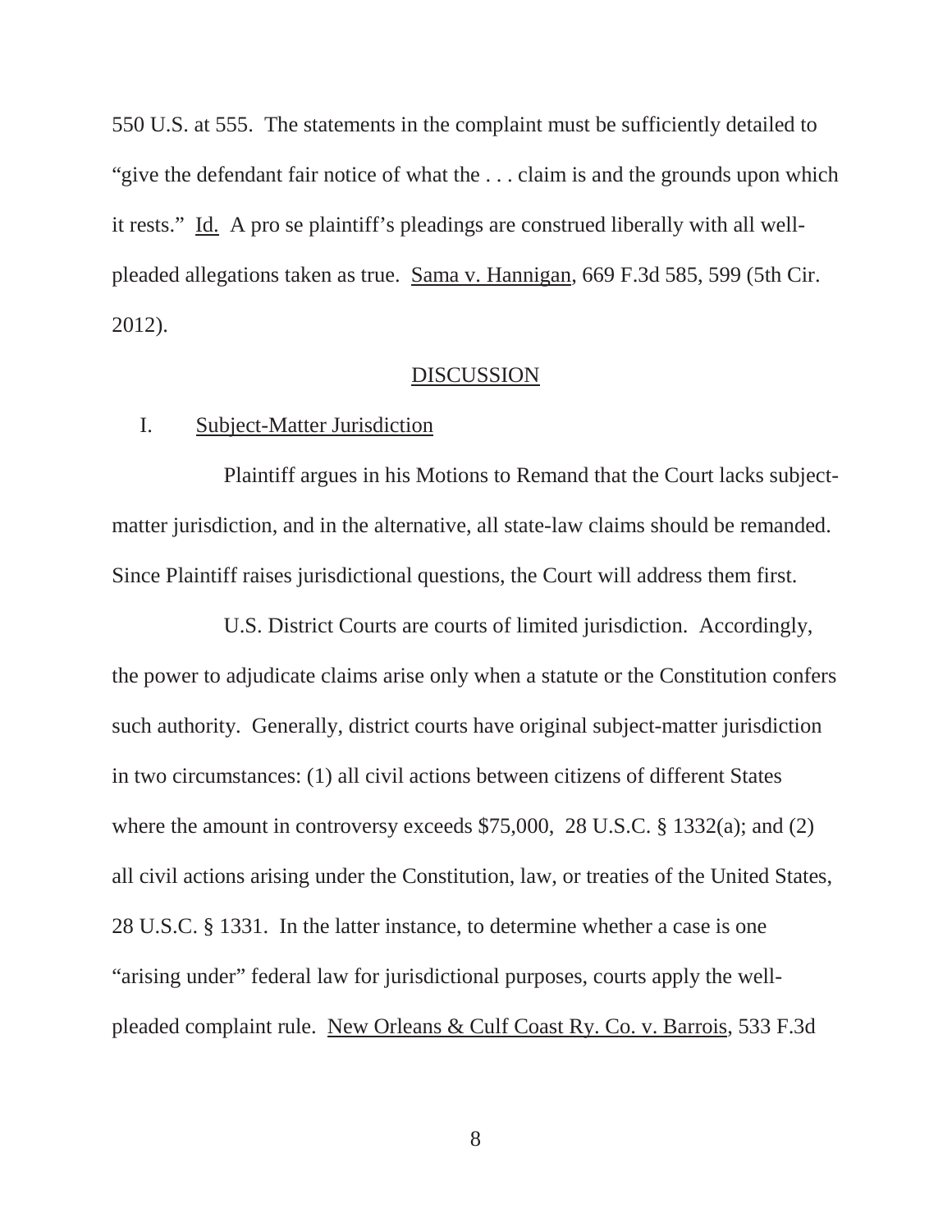550 U.S. at 555. The statements in the complaint must be sufficiently detailed to "give the defendant fair notice of what the . . . claim is and the grounds upon which it rests." Id. A pro se plaintiff's pleadings are construed liberally with all well-pleaded allegations taken as true. Sama v. Hannigan, 669 F.3d 585, 599 (5th Cir. 2012).

## DISCUSSION

### I. Subject-Matter Jurisdiction

Plaintiff argues in his Motions to Remand that the Court lacks subject-matter jurisdiction, and in the alternative, all state-law claims should be remanded. Since Plaintiff raises jurisdictional questions, the Court will address them first.

U.S. District Courts are courts of limited jurisdiction. Accordingly, the power to adjudicate claims arise only when a statute or the Constitution confers such authority. Generally, district courts have original subject-matter jurisdiction in two circumstances: (1) all civil actions between citizens of different States where the amount in controversy exceeds $75,000, 28 U.S.C. § 1332(a); and (2) all civil actions arising under the Constitution, law, or treaties of the United States, 28 U.S.C. § 1331. In the latter instance, to determine whether a case is one "arising under" federal law for jurisdictional purposes, courts apply the well-pleaded complaint rule. New Orleans & Gulf Coast Ry. Co. v. Barrois, 533 F.3d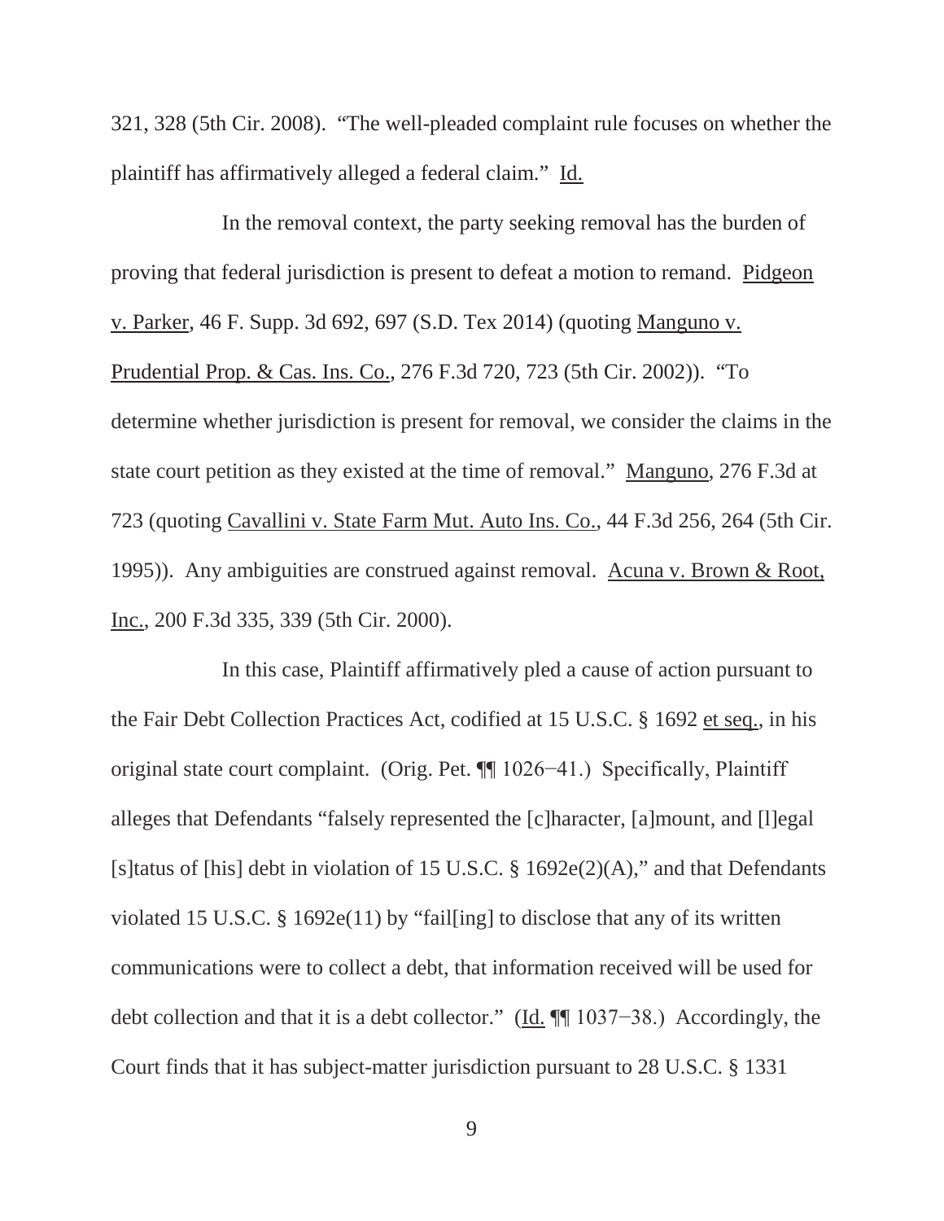321, 328 (5th Cir. 2008). "The well-pleaded complaint rule focuses on whether the plaintiff has affirmatively alleged a federal claim." Id.

In the removal context, the party seeking removal has the burden of proving that federal jurisdiction is present to defeat a motion to remand. Pidgeon v. Parker, 46 F. Supp. 3d 692, 697 (S.D. Tex 2014) (quoting Manguno v. Prudential Prop. & Cas. Ins. Co., 276 F.3d 720, 723 (5th Cir. 2002)). "To determine whether jurisdiction is present for removal, we consider the claims in the state court petition as they existed at the time of removal." Manguno, 276 F.3d at 723 (quoting Cavallini v. State Farm Mut. Auto Ins. Co., 44 F.3d 256, 264 (5th Cir. 1995)). Any ambiguities are construed against removal. Acuna v. Brown & Root, Inc., 200 F.3d 335, 339 (5th Cir. 2000).

In this case, Plaintiff affirmatively pled a cause of action pursuant to the Fair Debt Collection Practices Act, codified at 15 U.S.C. § 1692 et seq., in his original state court complaint. (Orig. Pet. ¶¶ 1026−41.) Specifically, Plaintiff alleges that Defendants "falsely represented the [c]haracter, [a]mount, and [l]egal [s]tatus of [his] debt in violation of 15 U.S.C. § 1692e(2)(A)," and that Defendants violated 15 U.S.C. § 1692e(11) by "fail[ing] to disclose that any of its written communications were to collect a debt, that information received will be used for debt collection and that it is a debt collector." (Id. ¶¶ 1037−38.) Accordingly, the Court finds that it has subject-matter jurisdiction pursuant to 28 U.S.C. § 1331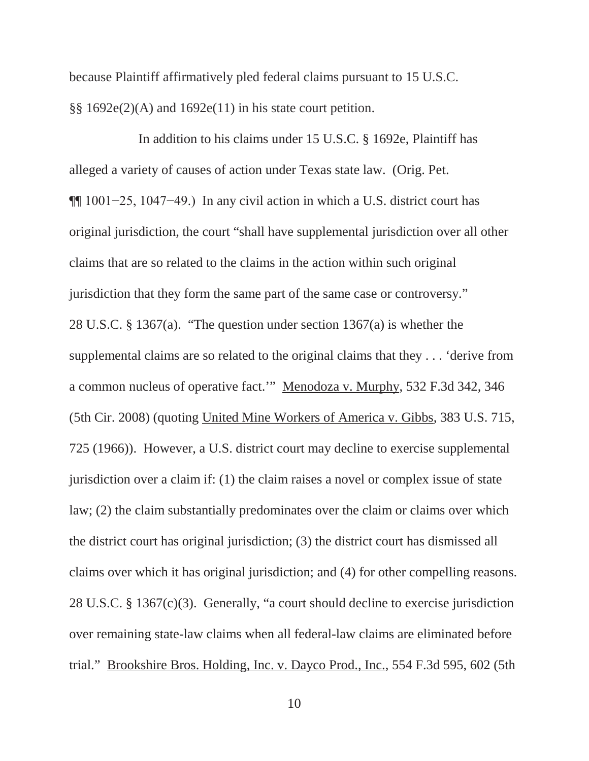because Plaintiff affirmatively pled federal claims pursuant to 15 U.S.C. §§ 1692e(2)(A) and 1692e(11) in his state court petition.

In addition to his claims under 15 U.S.C. § 1692e, Plaintiff has alleged a variety of causes of action under Texas state law. (Orig. Pet. ¶¶ 1001−25, 1047−49.) In any civil action in which a U.S. district court has original jurisdiction, the court "shall have supplemental jurisdiction over all other claims that are so related to the claims in the action within such original jurisdiction that they form the same part of the same case or controversy." 28 U.S.C. § 1367(a). "The question under section 1367(a) is whether the supplemental claims are so related to the original claims that they . . . 'derive from a common nucleus of operative fact.'" Menodoza v. Murphy, 532 F.3d 342, 346 (5th Cir. 2008) (quoting United Mine Workers of America v. Gibbs, 383 U.S. 715, 725 (1966)). However, a U.S. district court may decline to exercise supplemental jurisdiction over a claim if: (1) the claim raises a novel or complex issue of state law; (2) the claim substantially predominates over the claim or claims over which the district court has original jurisdiction; (3) the district court has dismissed all claims over which it has original jurisdiction; and (4) for other compelling reasons. 28 U.S.C. § 1367(c)(3). Generally, "a court should decline to exercise jurisdiction over remaining state-law claims when all federal-law claims are eliminated before trial." Brookshire Bros. Holding, Inc. v. Dayco Prod., Inc., 554 F.3d 595, 602 (5th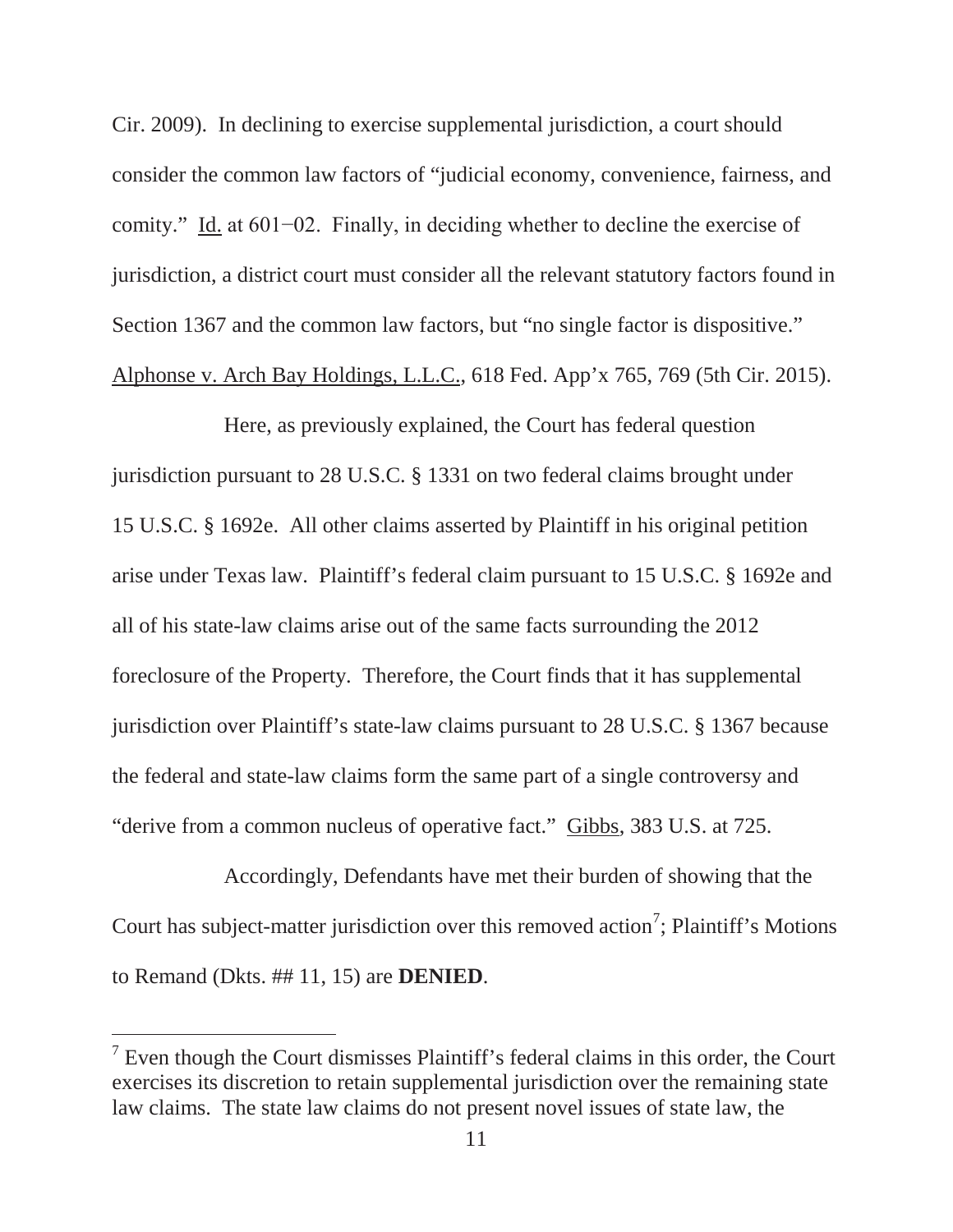Cir. 2009). In declining to exercise supplemental jurisdiction, a court should consider the common law factors of "judicial economy, convenience, fairness, and comity." Id. at 601−02. Finally, in deciding whether to decline the exercise of jurisdiction, a district court must consider all the relevant statutory factors found in Section 1367 and the common law factors, but "no single factor is dispositive." Alphonse v. Arch Bay Holdings, L.L.C., 618 Fed. App'x 765, 769 (5th Cir. 2015).

Here, as previously explained, the Court has federal question jurisdiction pursuant to 28 U.S.C. § 1331 on two federal claims brought under 15 U.S.C. § 1692e. All other claims asserted by Plaintiff in his original petition arise under Texas law. Plaintiff's federal claim pursuant to 15 U.S.C. § 1692e and all of his state-law claims arise out of the same facts surrounding the 2012 foreclosure of the Property. Therefore, the Court finds that it has supplemental jurisdiction over Plaintiff's state-law claims pursuant to 28 U.S.C. § 1367 because the federal and state-law claims form the same part of a single controversy and "derive from a common nucleus of operative fact." Gibbs, 383 U.S. at 725.

Accordingly, Defendants have met their burden of showing that the Court has subject-matter jurisdiction over this removed action[7]; Plaintiff's Motions to Remand (Dkts. ## 11, 15) are **DENIED**.

---

[7] Even though the Court dismisses Plaintiff's federal claims in this order, the Court exercises its discretion to retain supplemental jurisdiction over the remaining state law claims. The state law claims do not present novel issues of state law, the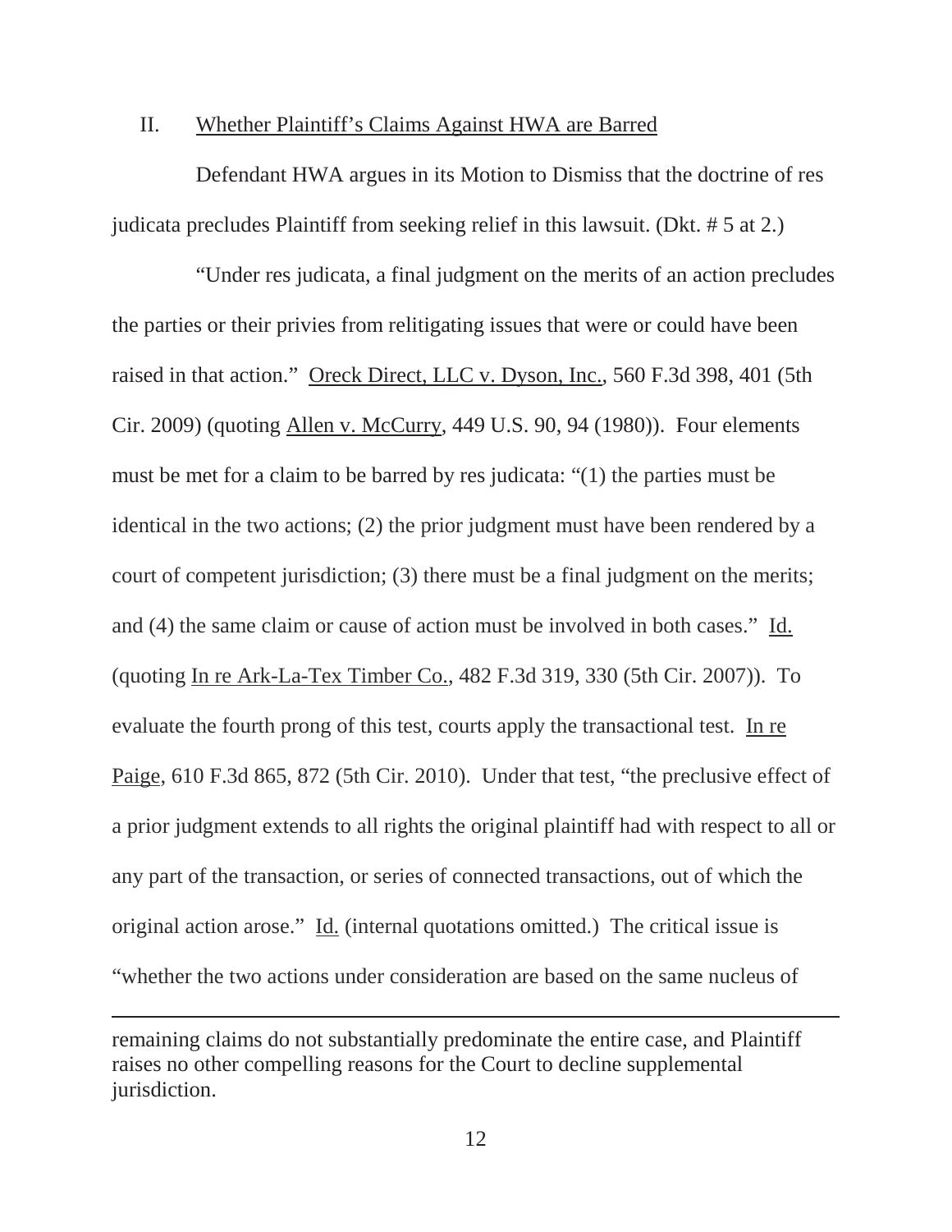II. Whether Plaintiff's Claims Against HWA are Barred

Defendant HWA argues in its Motion to Dismiss that the doctrine of res judicata precludes Plaintiff from seeking relief in this lawsuit. (Dkt. # 5 at 2.)

"Under res judicata, a final judgment on the merits of an action precludes the parties or their privies from relitigating issues that were or could have been raised in that action." Oreck Direct, LLC v. Dyson, Inc., 560 F.3d 398, 401 (5th Cir. 2009) (quoting Allen v. McCurry, 449 U.S. 90, 94 (1980)). Four elements must be met for a claim to be barred by res judicata: "(1) the parties must be identical in the two actions; (2) the prior judgment must have been rendered by a court of competent jurisdiction; (3) there must be a final judgment on the merits; and (4) the same claim or cause of action must be involved in both cases." Id. (quoting In re Ark-La-Tex Timber Co., 482 F.3d 319, 330 (5th Cir. 2007)). To evaluate the fourth prong of this test, courts apply the transactional test. In re Paige, 610 F.3d 865, 872 (5th Cir. 2010). Under that test, "the preclusive effect of a prior judgment extends to all rights the original plaintiff had with respect to all or any part of the transaction, or series of connected transactions, out of which the original action arose." Id. (internal quotations omitted.) The critical issue is "whether the two actions under consideration are based on the same nucleus of

---

remaining claims do not substantially predominate the entire case, and Plaintiff raises no other compelling reasons for the Court to decline supplemental jurisdiction.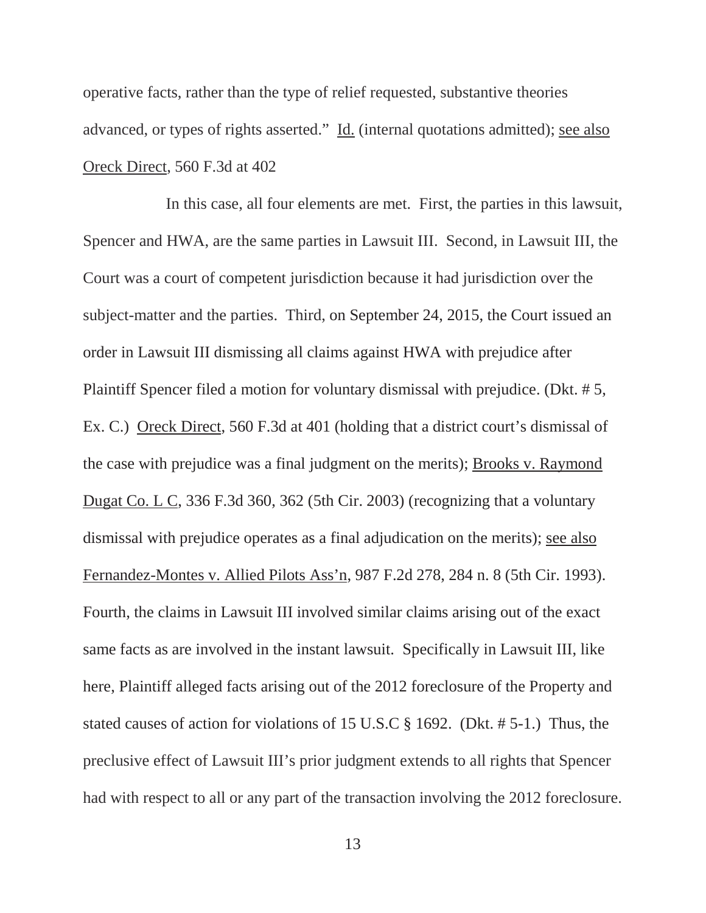operative facts, rather than the type of relief requested, substantive theories advanced, or types of rights asserted." Id. (internal quotations admitted); see also Oreck Direct, 560 F.3d at 402

In this case, all four elements are met. First, the parties in this lawsuit, Spencer and HWA, are the same parties in Lawsuit III. Second, in Lawsuit III, the Court was a court of competent jurisdiction because it had jurisdiction over the subject-matter and the parties. Third, on September 24, 2015, the Court issued an order in Lawsuit III dismissing all claims against HWA with prejudice after Plaintiff Spencer filed a motion for voluntary dismissal with prejudice. (Dkt. # 5, Ex. C.) Oreck Direct, 560 F.3d at 401 (holding that a district court's dismissal of the case with prejudice was a final judgment on the merits); Brooks v. Raymond Dugat Co. L C, 336 F.3d 360, 362 (5th Cir. 2003) (recognizing that a voluntary dismissal with prejudice operates as a final adjudication on the merits); see also Fernandez-Montes v. Allied Pilots Ass'n, 987 F.2d 278, 284 n. 8 (5th Cir. 1993). Fourth, the claims in Lawsuit III involved similar claims arising out of the exact same facts as are involved in the instant lawsuit. Specifically in Lawsuit III, like here, Plaintiff alleged facts arising out of the 2012 foreclosure of the Property and stated causes of action for violations of 15 U.S.C § 1692. (Dkt. # 5-1.) Thus, the preclusive effect of Lawsuit III's prior judgment extends to all rights that Spencer had with respect to all or any part of the transaction involving the 2012 foreclosure.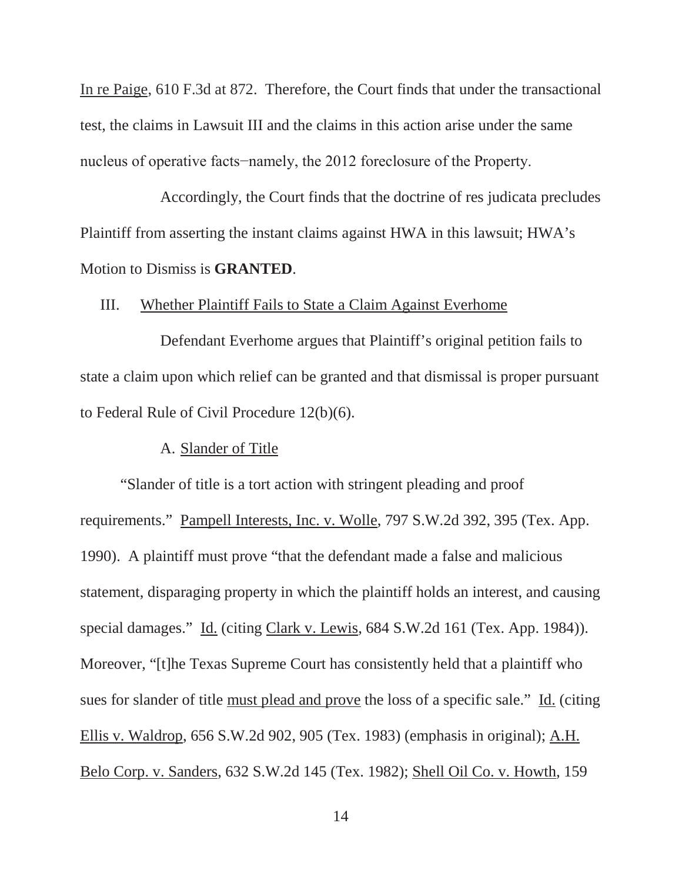In re Paige, 610 F.3d at 872. Therefore, the Court finds that under the transactional test, the claims in Lawsuit III and the claims in this action arise under the same nucleus of operative facts−namely, the 2012 foreclosure of the Property.

Accordingly, the Court finds that the doctrine of res judicata precludes Plaintiff from asserting the instant claims against HWA in this lawsuit; HWA's Motion to Dismiss is **GRANTED**.

III. Whether Plaintiff Fails to State a Claim Against Everhome

Defendant Everhome argues that Plaintiff's original petition fails to state a claim upon which relief can be granted and that dismissal is proper pursuant to Federal Rule of Civil Procedure 12(b)(6).

A. Slander of Title

"Slander of title is a tort action with stringent pleading and proof requirements." Pampell Interests, Inc. v. Wolle, 797 S.W.2d 392, 395 (Tex. App. 1990). A plaintiff must prove "that the defendant made a false and malicious statement, disparaging property in which the plaintiff holds an interest, and causing special damages." Id. (citing Clark v. Lewis, 684 S.W.2d 161 (Tex. App. 1984)). Moreover, "[t]he Texas Supreme Court has consistently held that a plaintiff who sues for slander of title must plead and prove the loss of a specific sale." Id. (citing Ellis v. Waldrop, 656 S.W.2d 902, 905 (Tex. 1983) (emphasis in original); A.H. Belo Corp. v. Sanders, 632 S.W.2d 145 (Tex. 1982); Shell Oil Co. v. Howth, 159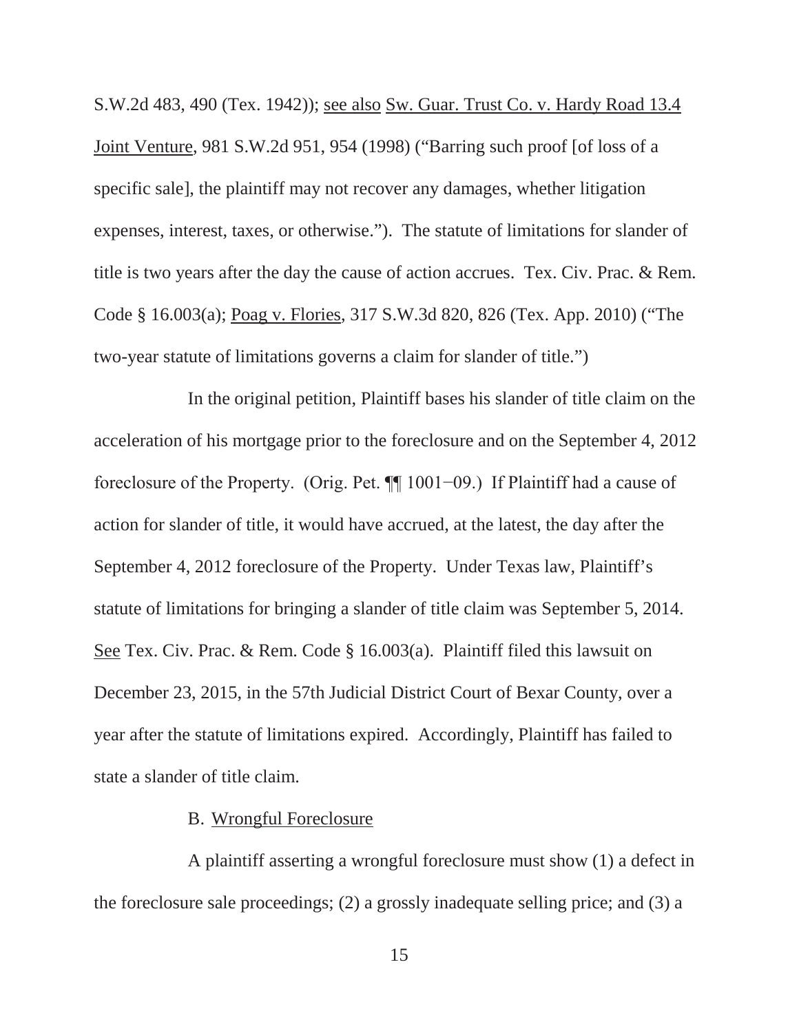S.W.2d 483, 490 (Tex. 1942)); see also Sw. Guar. Trust Co. v. Hardy Road 13.4 Joint Venture, 981 S.W.2d 951, 954 (1998) ("Barring such proof [of loss of a specific sale], the plaintiff may not recover any damages, whether litigation expenses, interest, taxes, or otherwise."). The statute of limitations for slander of title is two years after the day the cause of action accrues. Tex. Civ. Prac. & Rem. Code § 16.003(a); Poag v. Flories, 317 S.W.3d 820, 826 (Tex. App. 2010) ("The two-year statute of limitations governs a claim for slander of title.")

In the original petition, Plaintiff bases his slander of title claim on the acceleration of his mortgage prior to the foreclosure and on the September 4, 2012 foreclosure of the Property. (Orig. Pet. ¶¶ 1001−09.) If Plaintiff had a cause of action for slander of title, it would have accrued, at the latest, the day after the September 4, 2012 foreclosure of the Property. Under Texas law, Plaintiff's statute of limitations for bringing a slander of title claim was September 5, 2014. See Tex. Civ. Prac. & Rem. Code § 16.003(a). Plaintiff filed this lawsuit on December 23, 2015, in the 57th Judicial District Court of Bexar County, over a year after the statute of limitations expired. Accordingly, Plaintiff has failed to state a slander of title claim.

B. Wrongful Foreclosure

A plaintiff asserting a wrongful foreclosure must show (1) a defect in the foreclosure sale proceedings; (2) a grossly inadequate selling price; and (3) a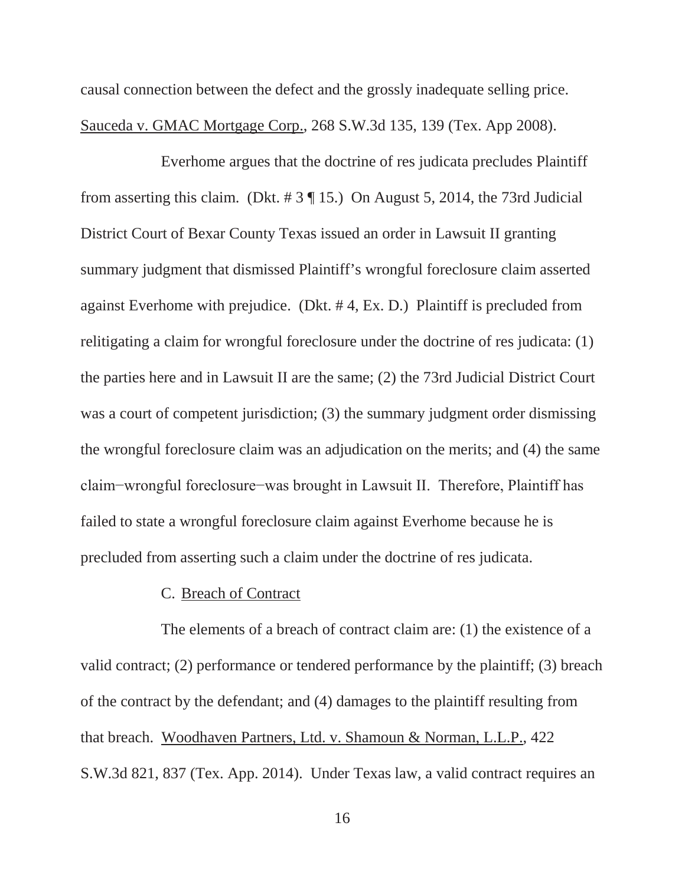causal connection between the defect and the grossly inadequate selling price. Sauceda v. GMAC Mortgage Corp., 268 S.W.3d 135, 139 (Tex. App 2008).

Everhome argues that the doctrine of res judicata precludes Plaintiff from asserting this claim. (Dkt. # 3 ¶ 15.) On August 5, 2014, the 73rd Judicial District Court of Bexar County Texas issued an order in Lawsuit II granting summary judgment that dismissed Plaintiff's wrongful foreclosure claim asserted against Everhome with prejudice. (Dkt. # 4, Ex. D.) Plaintiff is precluded from relitigating a claim for wrongful foreclosure under the doctrine of res judicata: (1) the parties here and in Lawsuit II are the same; (2) the 73rd Judicial District Court was a court of competent jurisdiction; (3) the summary judgment order dismissing the wrongful foreclosure claim was an adjudication on the merits; and (4) the same claim−wrongful foreclosure−was brought in Lawsuit II. Therefore, Plaintiff has failed to state a wrongful foreclosure claim against Everhome because he is precluded from asserting such a claim under the doctrine of res judicata.

C. Breach of Contract

The elements of a breach of contract claim are: (1) the existence of a valid contract; (2) performance or tendered performance by the plaintiff; (3) breach of the contract by the defendant; and (4) damages to the plaintiff resulting from that breach. Woodhaven Partners, Ltd. v. Shamoun & Norman, L.L.P., 422 S.W.3d 821, 837 (Tex. App. 2014). Under Texas law, a valid contract requires an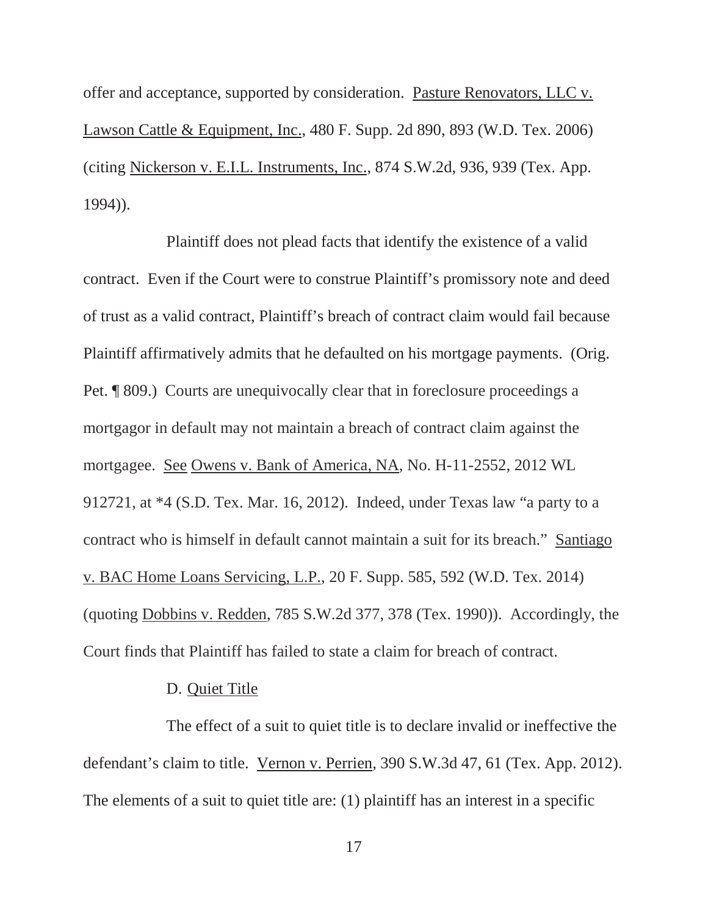offer and acceptance, supported by consideration. Pasture Renovators, LLC v. Lawson Cattle & Equipment, Inc., 480 F. Supp. 2d 890, 893 (W.D. Tex. 2006) (citing Nickerson v. E.I.L. Instruments, Inc., 874 S.W.2d, 936, 939 (Tex. App. 1994)).

Plaintiff does not plead facts that identify the existence of a valid contract. Even if the Court were to construe Plaintiff's promissory note and deed of trust as a valid contract, Plaintiff's breach of contract claim would fail because Plaintiff affirmatively admits that he defaulted on his mortgage payments. (Orig. Pet. ¶ 809.) Courts are unequivocally clear that in foreclosure proceedings a mortgagor in default may not maintain a breach of contract claim against the mortgagee. See Owens v. Bank of America, NA, No. H-11-2552, 2012 WL 912721, at *4 (S.D. Tex. Mar. 16, 2012). Indeed, under Texas law "a party to a contract who is himself in default cannot maintain a suit for its breach." Santiago v. BAC Home Loans Servicing, L.P., 20 F. Supp. 585, 592 (W.D. Tex. 2014) (quoting Dobbins v. Redden, 785 S.W.2d 377, 378 (Tex. 1990)). Accordingly, the Court finds that Plaintiff has failed to state a claim for breach of contract.

D. Quiet Title

The effect of a suit to quiet title is to declare invalid or ineffective the defendant's claim to title. Vernon v. Perrien, 390 S.W.3d 47, 61 (Tex. App. 2012). The elements of a suit to quiet title are: (1) plaintiff has an interest in a specific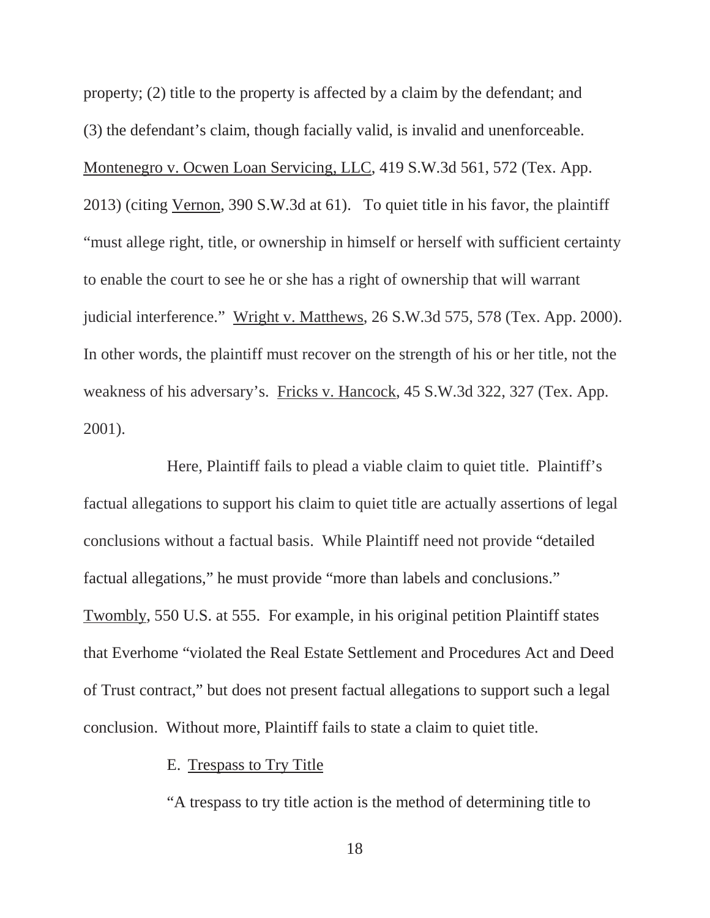property; (2) title to the property is affected by a claim by the defendant; and (3) the defendant's claim, though facially valid, is invalid and unenforceable. Montenegro v. Ocwen Loan Servicing, LLC, 419 S.W.3d 561, 572 (Tex. App. 2013) (citing Vernon, 390 S.W.3d at 61). To quiet title in his favor, the plaintiff "must allege right, title, or ownership in himself or herself with sufficient certainty to enable the court to see he or she has a right of ownership that will warrant judicial interference." Wright v. Matthews, 26 S.W.3d 575, 578 (Tex. App. 2000). In other words, the plaintiff must recover on the strength of his or her title, not the weakness of his adversary's. Fricks v. Hancock, 45 S.W.3d 322, 327 (Tex. App. 2001).

Here, Plaintiff fails to plead a viable claim to quiet title. Plaintiff's factual allegations to support his claim to quiet title are actually assertions of legal conclusions without a factual basis. While Plaintiff need not provide "detailed factual allegations," he must provide "more than labels and conclusions." Twombly, 550 U.S. at 555. For example, in his original petition Plaintiff states that Everhome "violated the Real Estate Settlement and Procedures Act and Deed of Trust contract," but does not present factual allegations to support such a legal conclusion. Without more, Plaintiff fails to state a claim to quiet title.

E. Trespass to Try Title

"A trespass to try title action is the method of determining title to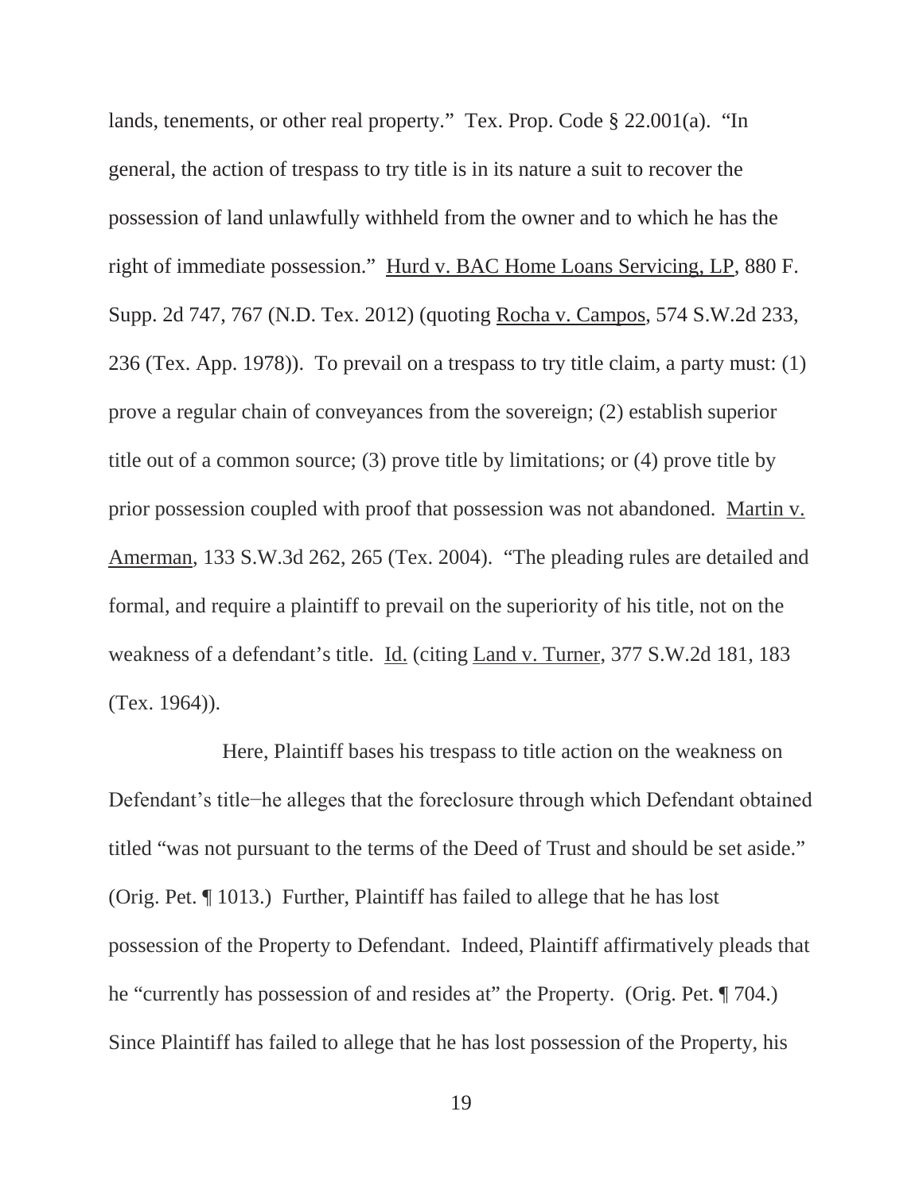lands, tenements, or other real property." Tex. Prop. Code § 22.001(a). "In general, the action of trespass to try title is in its nature a suit to recover the possession of land unlawfully withheld from the owner and to which he has the right of immediate possession." Hurd v. BAC Home Loans Servicing, LP, 880 F. Supp. 2d 747, 767 (N.D. Tex. 2012) (quoting Rocha v. Campos, 574 S.W.2d 233, 236 (Tex. App. 1978)). To prevail on a trespass to try title claim, a party must: (1) prove a regular chain of conveyances from the sovereign; (2) establish superior title out of a common source; (3) prove title by limitations; or (4) prove title by prior possession coupled with proof that possession was not abandoned. Martin v. Amerman, 133 S.W.3d 262, 265 (Tex. 2004). "The pleading rules are detailed and formal, and require a plaintiff to prevail on the superiority of his title, not on the weakness of a defendant's title. Id. (citing Land v. Turner, 377 S.W.2d 181, 183 (Tex. 1964)).

Here, Plaintiff bases his trespass to title action on the weakness on Defendant's title−he alleges that the foreclosure through which Defendant obtained titled "was not pursuant to the terms of the Deed of Trust and should be set aside." (Orig. Pet. ¶ 1013.) Further, Plaintiff has failed to allege that he has lost possession of the Property to Defendant. Indeed, Plaintiff affirmatively pleads that he "currently has possession of and resides at" the Property. (Orig. Pet. ¶ 704.) Since Plaintiff has failed to allege that he has lost possession of the Property, his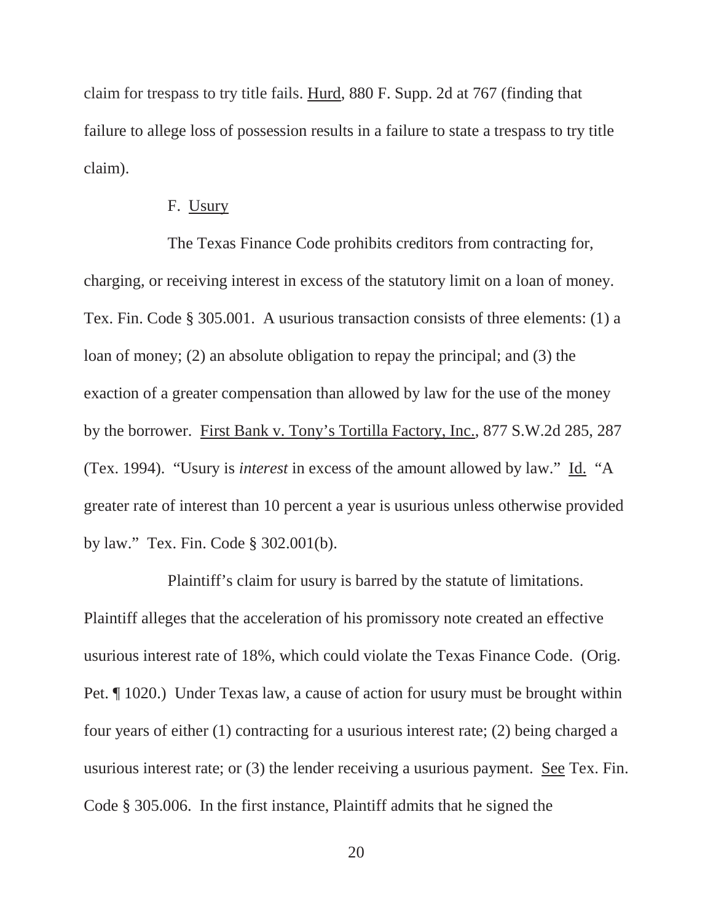claim for trespass to try title fails. Hurd, 880 F. Supp. 2d at 767 (finding that failure to allege loss of possession results in a failure to state a trespass to try title claim).

F. Usury

The Texas Finance Code prohibits creditors from contracting for, charging, or receiving interest in excess of the statutory limit on a loan of money. Tex. Fin. Code § 305.001. A usurious transaction consists of three elements: (1) a loan of money; (2) an absolute obligation to repay the principal; and (3) the exaction of a greater compensation than allowed by law for the use of the money by the borrower. First Bank v. Tony's Tortilla Factory, Inc., 877 S.W.2d 285, 287 (Tex. 1994). "Usury is *interest* in excess of the amount allowed by law." Id. "A greater rate of interest than 10 percent a year is usurious unless otherwise provided by law." Tex. Fin. Code § 302.001(b).

Plaintiff's claim for usury is barred by the statute of limitations. Plaintiff alleges that the acceleration of his promissory note created an effective usurious interest rate of 18%, which could violate the Texas Finance Code. (Orig. Pet. ¶ 1020.) Under Texas law, a cause of action for usury must be brought within four years of either (1) contracting for a usurious interest rate; (2) being charged a usurious interest rate; or (3) the lender receiving a usurious payment. See Tex. Fin. Code § 305.006. In the first instance, Plaintiff admits that he signed the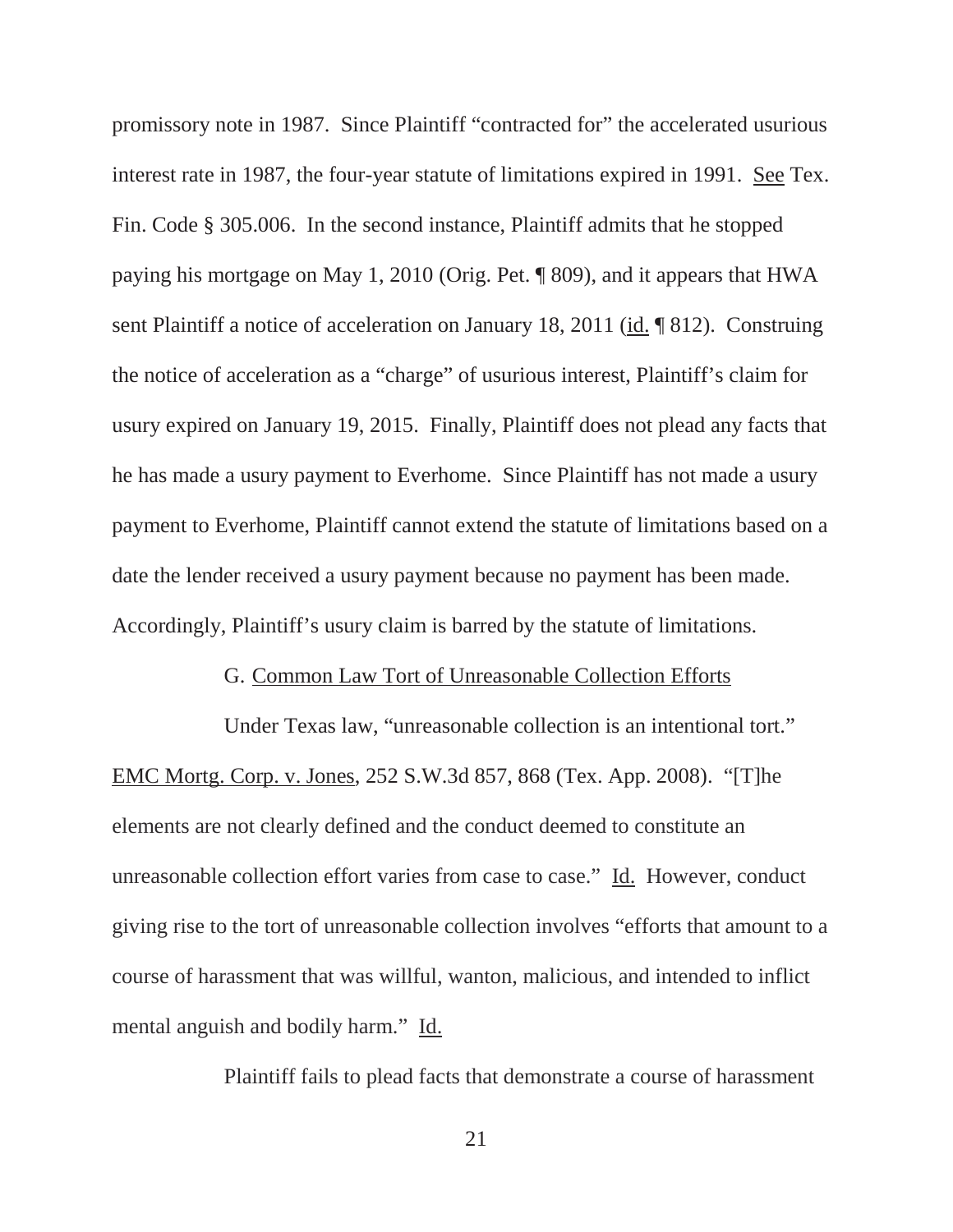promissory note in 1987. Since Plaintiff "contracted for" the accelerated usurious interest rate in 1987, the four-year statute of limitations expired in 1991. See Tex. Fin. Code § 305.006. In the second instance, Plaintiff admits that he stopped paying his mortgage on May 1, 2010 (Orig. Pet. ¶ 809), and it appears that HWA sent Plaintiff a notice of acceleration on January 18, 2011 (id. ¶ 812). Construing the notice of acceleration as a "charge" of usurious interest, Plaintiff's claim for usury expired on January 19, 2015. Finally, Plaintiff does not plead any facts that he has made a usury payment to Everhome. Since Plaintiff has not made a usury payment to Everhome, Plaintiff cannot extend the statute of limitations based on a date the lender received a usury payment because no payment has been made. Accordingly, Plaintiff's usury claim is barred by the statute of limitations.

### G. Common Law Tort of Unreasonable Collection Efforts

Under Texas law, "unreasonable collection is an intentional tort." EMC Mortg. Corp. v. Jones, 252 S.W.3d 857, 868 (Tex. App. 2008). "[T]he elements are not clearly defined and the conduct deemed to constitute an unreasonable collection effort varies from case to case." Id. However, conduct giving rise to the tort of unreasonable collection involves "efforts that amount to a course of harassment that was willful, wanton, malicious, and intended to inflict mental anguish and bodily harm." Id.

Plaintiff fails to plead facts that demonstrate a course of harassment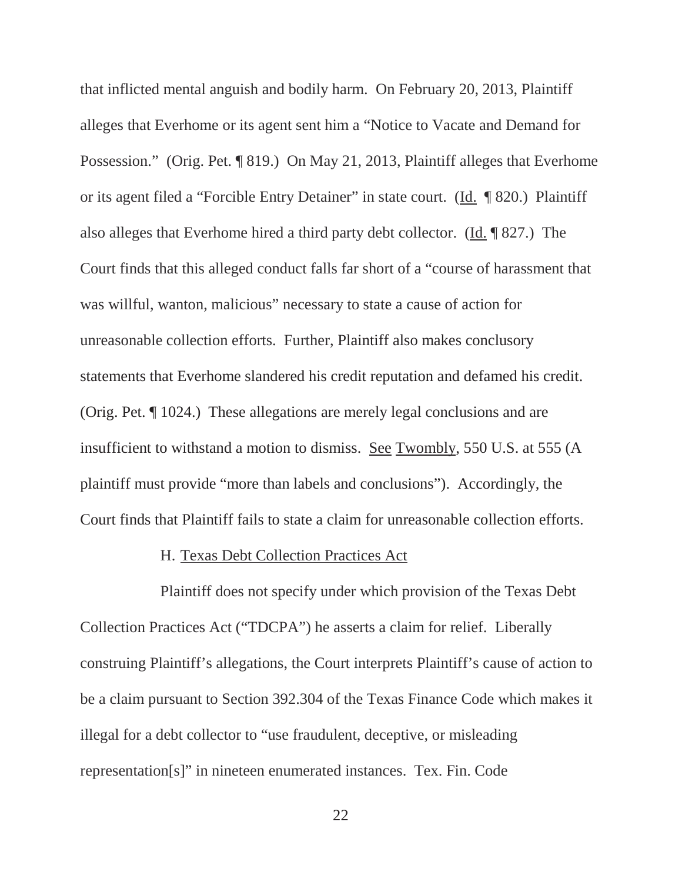that inflicted mental anguish and bodily harm. On February 20, 2013, Plaintiff alleges that Everhome or its agent sent him a "Notice to Vacate and Demand for Possession." (Orig. Pet. ¶ 819.) On May 21, 2013, Plaintiff alleges that Everhome or its agent filed a "Forcible Entry Detainer" in state court. (Id. ¶ 820.) Plaintiff also alleges that Everhome hired a third party debt collector. (Id. ¶ 827.) The Court finds that this alleged conduct falls far short of a "course of harassment that was willful, wanton, malicious" necessary to state a cause of action for unreasonable collection efforts. Further, Plaintiff also makes conclusory statements that Everhome slandered his credit reputation and defamed his credit. (Orig. Pet. ¶ 1024.) These allegations are merely legal conclusions and are insufficient to withstand a motion to dismiss. See Twombly, 550 U.S. at 555 (A plaintiff must provide "more than labels and conclusions"). Accordingly, the Court finds that Plaintiff fails to state a claim for unreasonable collection efforts.

### H. Texas Debt Collection Practices Act

Plaintiff does not specify under which provision of the Texas Debt Collection Practices Act ("TDCPA") he asserts a claim for relief. Liberally construing Plaintiff's allegations, the Court interprets Plaintiff's cause of action to be a claim pursuant to Section 392.304 of the Texas Finance Code which makes it illegal for a debt collector to "use fraudulent, deceptive, or misleading representation[s]" in nineteen enumerated instances. Tex. Fin. Code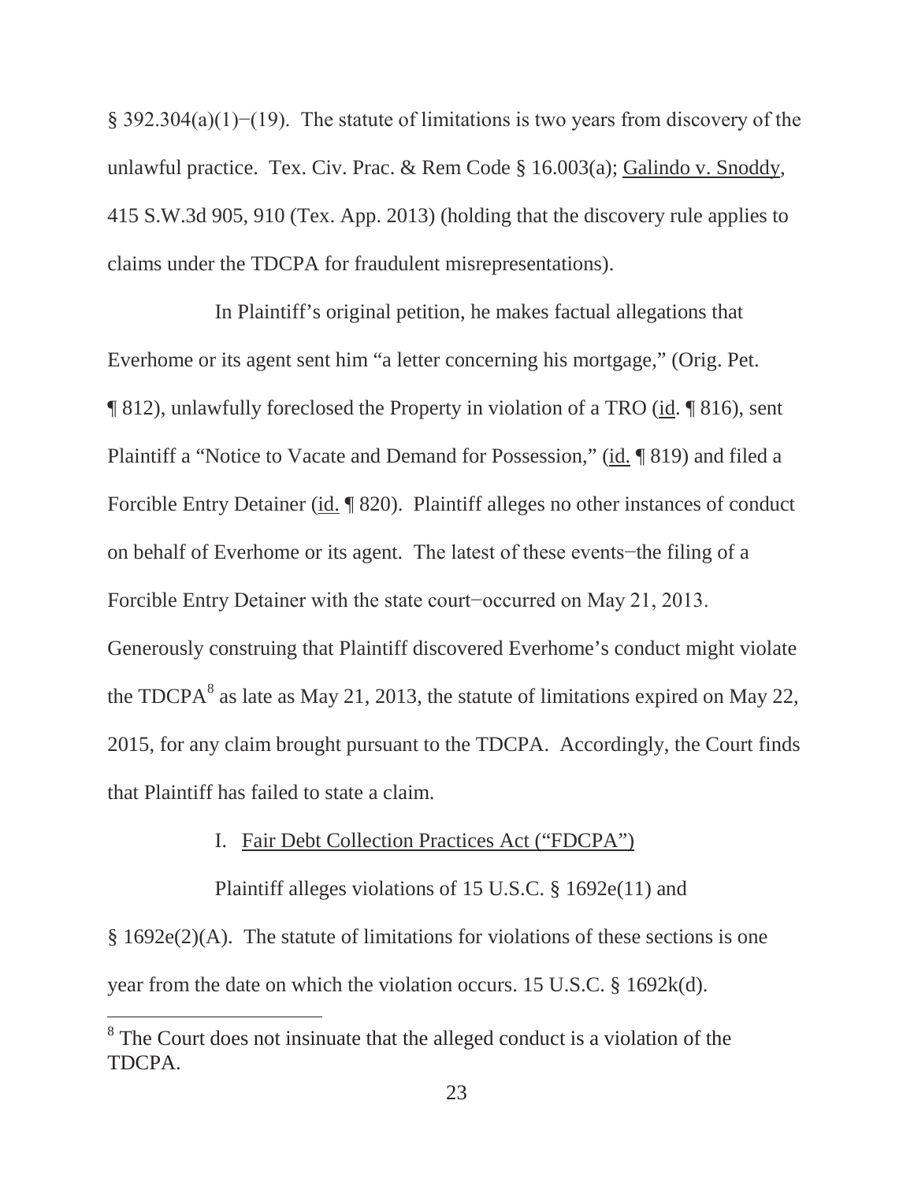§ 392.304(a)(1)−(19). The statute of limitations is two years from discovery of the unlawful practice. Tex. Civ. Prac. & Rem Code § 16.003(a); Galindo v. Snoddy, 415 S.W.3d 905, 910 (Tex. App. 2013) (holding that the discovery rule applies to claims under the TDCPA for fraudulent misrepresentations).

In Plaintiff's original petition, he makes factual allegations that Everhome or its agent sent him "a letter concerning his mortgage," (Orig. Pet. ¶ 812), unlawfully foreclosed the Property in violation of a TRO (id. ¶ 816), sent Plaintiff a "Notice to Vacate and Demand for Possession," (id. ¶ 819) and filed a Forcible Entry Detainer (id. ¶ 820). Plaintiff alleges no other instances of conduct on behalf of Everhome or its agent. The latest of these events−the filing of a Forcible Entry Detainer with the state court−occurred on May 21, 2013. Generously construing that Plaintiff discovered Everhome's conduct might violate the TDCPA[8] as late as May 21, 2013, the statute of limitations expired on May 22, 2015, for any claim brought pursuant to the TDCPA. Accordingly, the Court finds that Plaintiff has failed to state a claim.

## I. Fair Debt Collection Practices Act ("FDCPA")

Plaintiff alleges violations of 15 U.S.C. § 1692e(11) and § 1692e(2)(A). The statute of limitations for violations of these sections is one year from the date on which the violation occurs. 15 U.S.C. § 1692k(d).

---

[8] The Court does not insinuate that the alleged conduct is a violation of the TDCPA.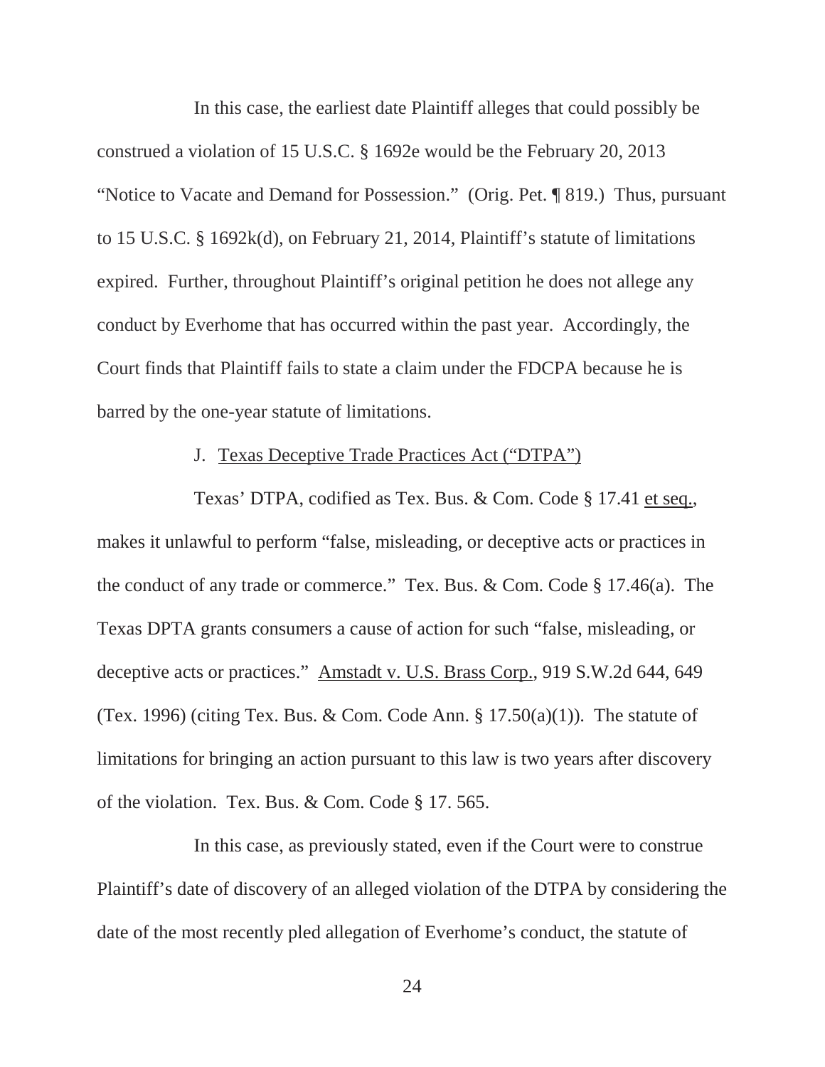In this case, the earliest date Plaintiff alleges that could possibly be construed a violation of 15 U.S.C. § 1692e would be the February 20, 2013 "Notice to Vacate and Demand for Possession." (Orig. Pet. ¶ 819.) Thus, pursuant to 15 U.S.C. § 1692k(d), on February 21, 2014, Plaintiff's statute of limitations expired. Further, throughout Plaintiff's original petition he does not allege any conduct by Everhome that has occurred within the past year. Accordingly, the Court finds that Plaintiff fails to state a claim under the FDCPA because he is barred by the one-year statute of limitations.

J. Texas Deceptive Trade Practices Act ("DTPA")

Texas' DTPA, codified as Tex. Bus. & Com. Code § 17.41 et seq., makes it unlawful to perform "false, misleading, or deceptive acts or practices in the conduct of any trade or commerce." Tex. Bus. & Com. Code § 17.46(a). The Texas DPTA grants consumers a cause of action for such "false, misleading, or deceptive acts or practices." Amstadt v. U.S. Brass Corp., 919 S.W.2d 644, 649 (Tex. 1996) (citing Tex. Bus. & Com. Code Ann. § 17.50(a)(1)). The statute of limitations for bringing an action pursuant to this law is two years after discovery of the violation. Tex. Bus. & Com. Code § 17. 565.

In this case, as previously stated, even if the Court were to construe Plaintiff's date of discovery of an alleged violation of the DTPA by considering the date of the most recently pled allegation of Everhome's conduct, the statute of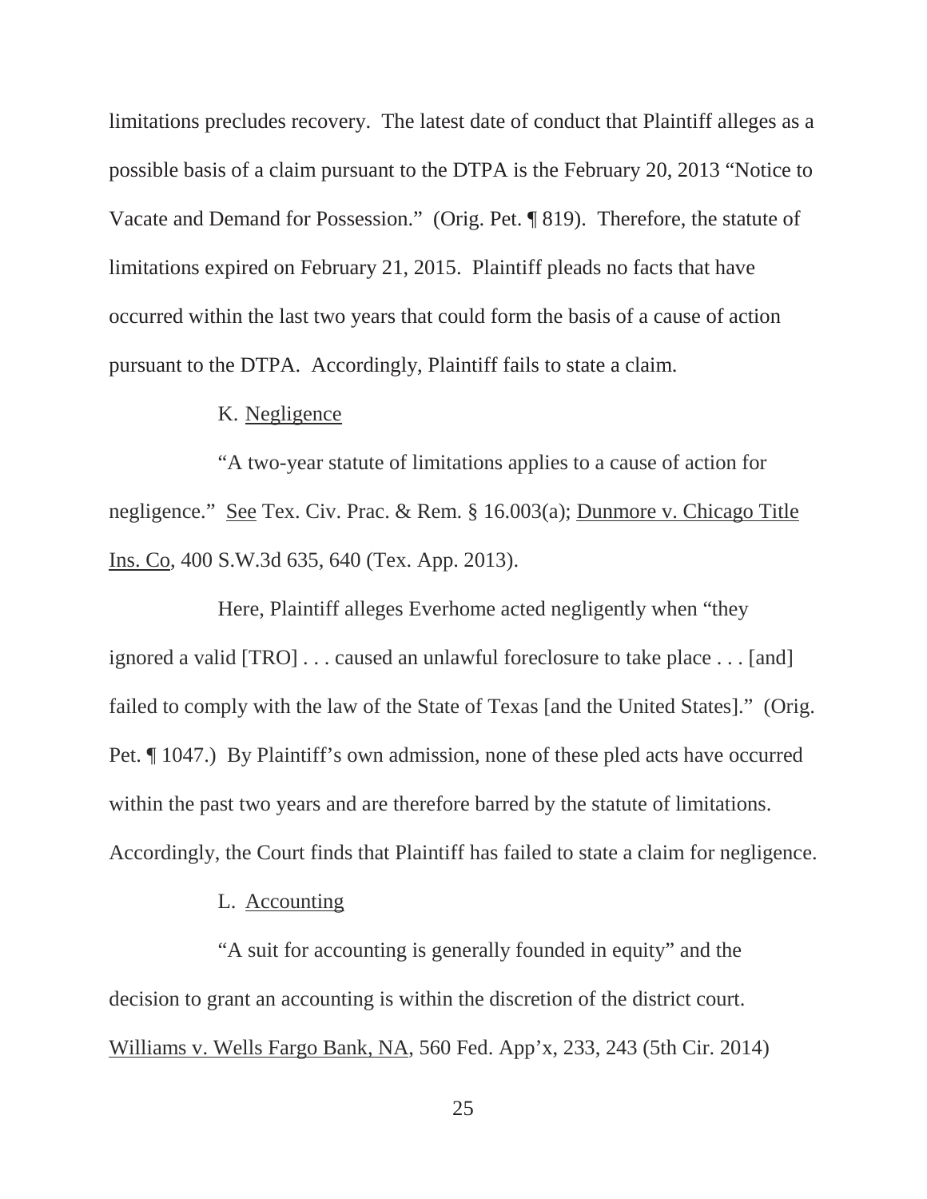limitations precludes recovery. The latest date of conduct that Plaintiff alleges as a possible basis of a claim pursuant to the DTPA is the February 20, 2013 "Notice to Vacate and Demand for Possession." (Orig. Pet. ¶ 819). Therefore, the statute of limitations expired on February 21, 2015. Plaintiff pleads no facts that have occurred within the last two years that could form the basis of a cause of action pursuant to the DTPA. Accordingly, Plaintiff fails to state a claim.

K. Negligence

"A two-year statute of limitations applies to a cause of action for negligence." See Tex. Civ. Prac. & Rem. § 16.003(a); Dunmore v. Chicago Title Ins. Co, 400 S.W.3d 635, 640 (Tex. App. 2013).

Here, Plaintiff alleges Everhome acted negligently when "they ignored a valid [TRO] . . . caused an unlawful foreclosure to take place . . . [and] failed to comply with the law of the State of Texas [and the United States]." (Orig. Pet. ¶ 1047.) By Plaintiff's own admission, none of these pled acts have occurred within the past two years and are therefore barred by the statute of limitations. Accordingly, the Court finds that Plaintiff has failed to state a claim for negligence.

L. Accounting

"A suit for accounting is generally founded in equity" and the decision to grant an accounting is within the discretion of the district court. Williams v. Wells Fargo Bank, NA, 560 Fed. App'x, 233, 243 (5th Cir. 2014)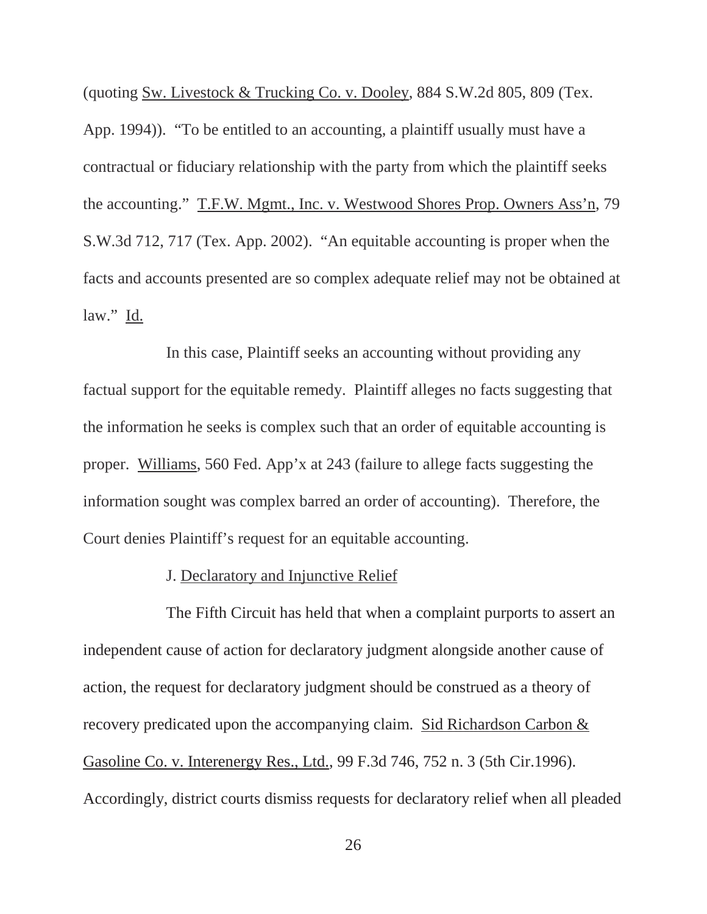(quoting Sw. Livestock & Trucking Co. v. Dooley, 884 S.W.2d 805, 809 (Tex. App. 1994)). "To be entitled to an accounting, a plaintiff usually must have a contractual or fiduciary relationship with the party from which the plaintiff seeks the accounting." T.F.W. Mgmt., Inc. v. Westwood Shores Prop. Owners Ass'n, 79 S.W.3d 712, 717 (Tex. App. 2002). "An equitable accounting is proper when the facts and accounts presented are so complex adequate relief may not be obtained at law." Id.

In this case, Plaintiff seeks an accounting without providing any factual support for the equitable remedy. Plaintiff alleges no facts suggesting that the information he seeks is complex such that an order of equitable accounting is proper. Williams, 560 Fed. App'x at 243 (failure to allege facts suggesting the information sought was complex barred an order of accounting). Therefore, the Court denies Plaintiff's request for an equitable accounting.

J. Declaratory and Injunctive Relief

The Fifth Circuit has held that when a complaint purports to assert an independent cause of action for declaratory judgment alongside another cause of action, the request for declaratory judgment should be construed as a theory of recovery predicated upon the accompanying claim. Sid Richardson Carbon & Gasoline Co. v. Interenergy Res., Ltd., 99 F.3d 746, 752 n. 3 (5th Cir.1996). Accordingly, district courts dismiss requests for declaratory relief when all pleaded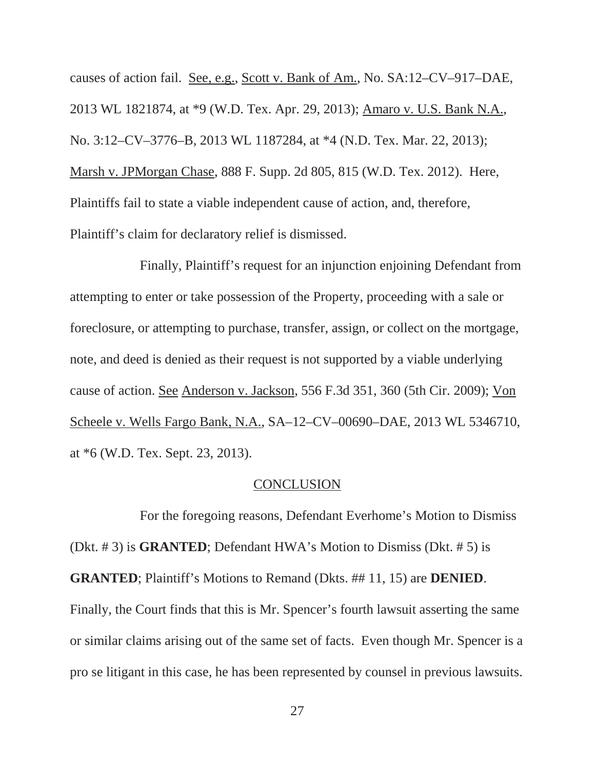causes of action fail. See, e.g., Scott v. Bank of Am., No. SA:12–CV–917–DAE, 2013 WL 1821874, at *9 (W.D. Tex. Apr. 29, 2013); Amaro v. U.S. Bank N.A., No. 3:12–CV–3776–B, 2013 WL 1187284, at *4 (N.D. Tex. Mar. 22, 2013); Marsh v. JPMorgan Chase, 888 F. Supp. 2d 805, 815 (W.D. Tex. 2012). Here, Plaintiffs fail to state a viable independent cause of action, and, therefore, Plaintiff's claim for declaratory relief is dismissed.

Finally, Plaintiff's request for an injunction enjoining Defendant from attempting to enter or take possession of the Property, proceeding with a sale or foreclosure, or attempting to purchase, transfer, assign, or collect on the mortgage, note, and deed is denied as their request is not supported by a viable underlying cause of action. See Anderson v. Jackson, 556 F.3d 351, 360 (5th Cir. 2009); Von Scheele v. Wells Fargo Bank, N.A., SA–12–CV–00690–DAE, 2013 WL 5346710, at *6 (W.D. Tex. Sept. 23, 2013).

## CONCLUSION

For the foregoing reasons, Defendant Everhome's Motion to Dismiss (Dkt. # 3) is **GRANTED**; Defendant HWA's Motion to Dismiss (Dkt. # 5) is **GRANTED**; Plaintiff's Motions to Remand (Dkts. ## 11, 15) are **DENIED**. Finally, the Court finds that this is Mr. Spencer's fourth lawsuit asserting the same or similar claims arising out of the same set of facts. Even though Mr. Spencer is a pro se litigant in this case, he has been represented by counsel in previous lawsuits.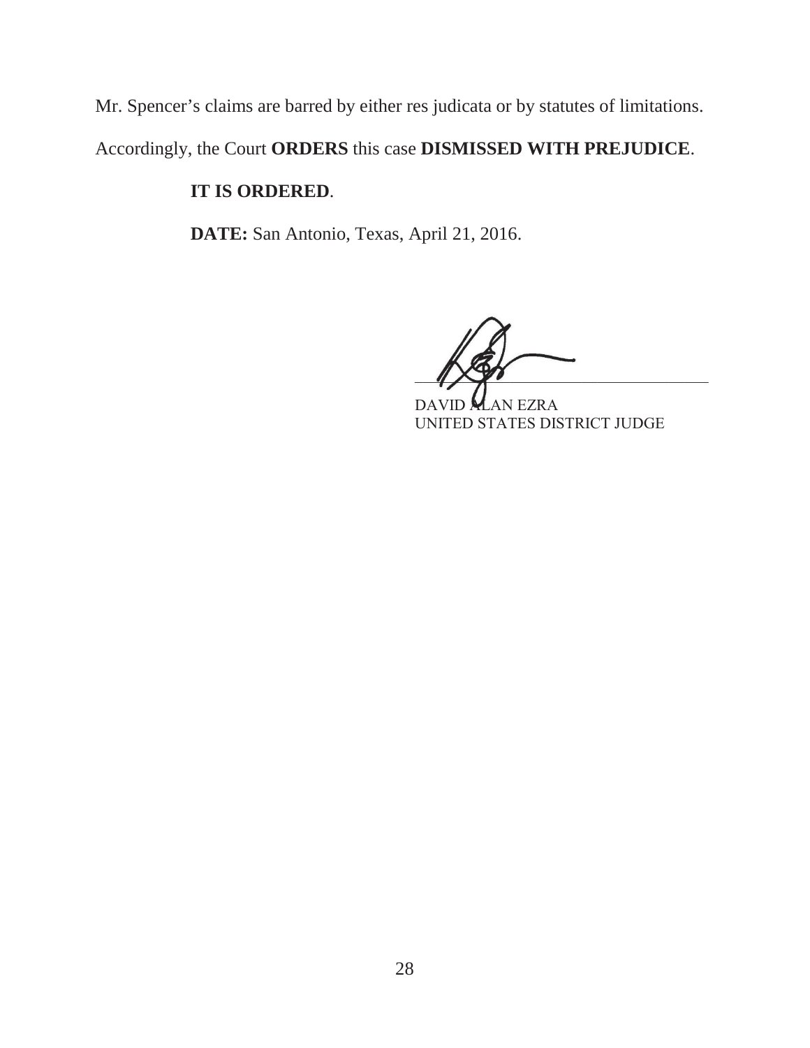Mr. Spencer's claims are barred by either res judicata or by statutes of limitations.

Accordingly, the Court **ORDERS** this case **DISMISSED WITH PREJUDICE**.

**IT IS ORDERED**.

**DATE:** San Antonio, Texas, April 21, 2016.

DAVID ALAN EZRA
UNITED STATES DISTRICT JUDGE